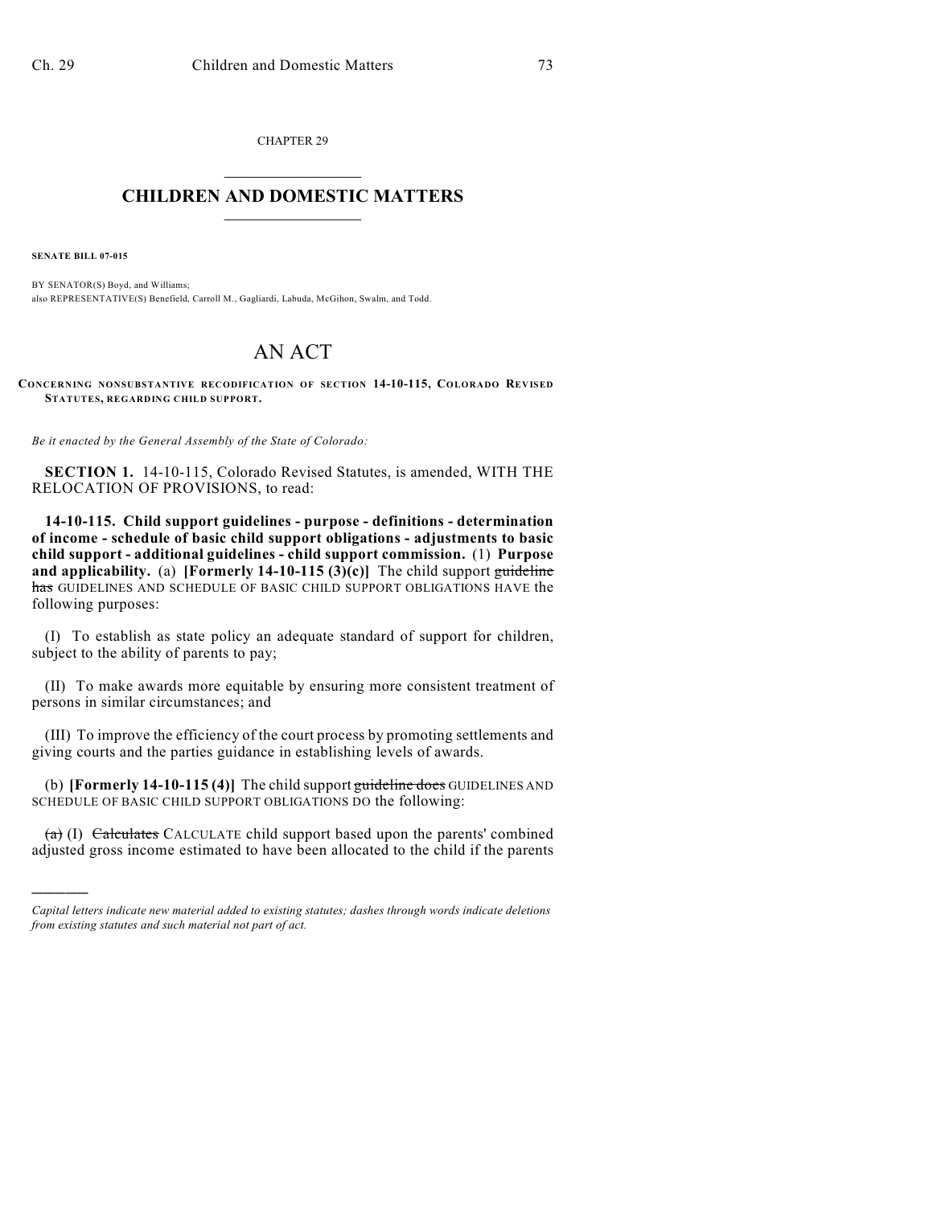CHAPTER 29

# CHILDREN AND DOMESTIC MATTERS

**SENATE BILL 07-015**

BY SENATOR(S) Boyd, and Williams;
also REPRESENTATIVE(S) Benefield, Carroll M., Gagliardi, Labuda, McGihon, Swalm, and Todd.

# AN ACT

**CONCERNING NONSUBSTANTIVE RECODIFICATION OF SECTION 14-10-115, COLORADO REVISED STATUTES, REGARDING CHILD SUPPORT.**

*Be it enacted by the General Assembly of the State of Colorado:*

**SECTION 1.** 14-10-115, Colorado Revised Statutes, is amended, WITH THE RELOCATION OF PROVISIONS, to read:

**14-10-115. Child support guidelines - purpose - definitions - determination of income - schedule of basic child support obligations - adjustments to basic child support - additional guidelines - child support commission.** (1) **Purpose and applicability.** (a) **[Formerly 14-10-115 (3)(c)]** The child support ~~guideline has~~ GUIDELINES AND SCHEDULE OF BASIC CHILD SUPPORT OBLIGATIONS HAVE the following purposes:

(I) To establish as state policy an adequate standard of support for children, subject to the ability of parents to pay;

(II) To make awards more equitable by ensuring more consistent treatment of persons in similar circumstances; and

(III) To improve the efficiency of the court process by promoting settlements and giving courts and the parties guidance in establishing levels of awards.

(b) **[Formerly 14-10-115 (4)]** The child support ~~guideline does~~ GUIDELINES AND SCHEDULE OF BASIC CHILD SUPPORT OBLIGATIONS DO the following:

~~(a)~~ (I) ~~Calculates~~ CALCULATE child support based upon the parents' combined adjusted gross income estimated to have been allocated to the child if the parents

---

*Capital letters indicate new material added to existing statutes; dashes through words indicate deletions from existing statutes and such material not part of act.*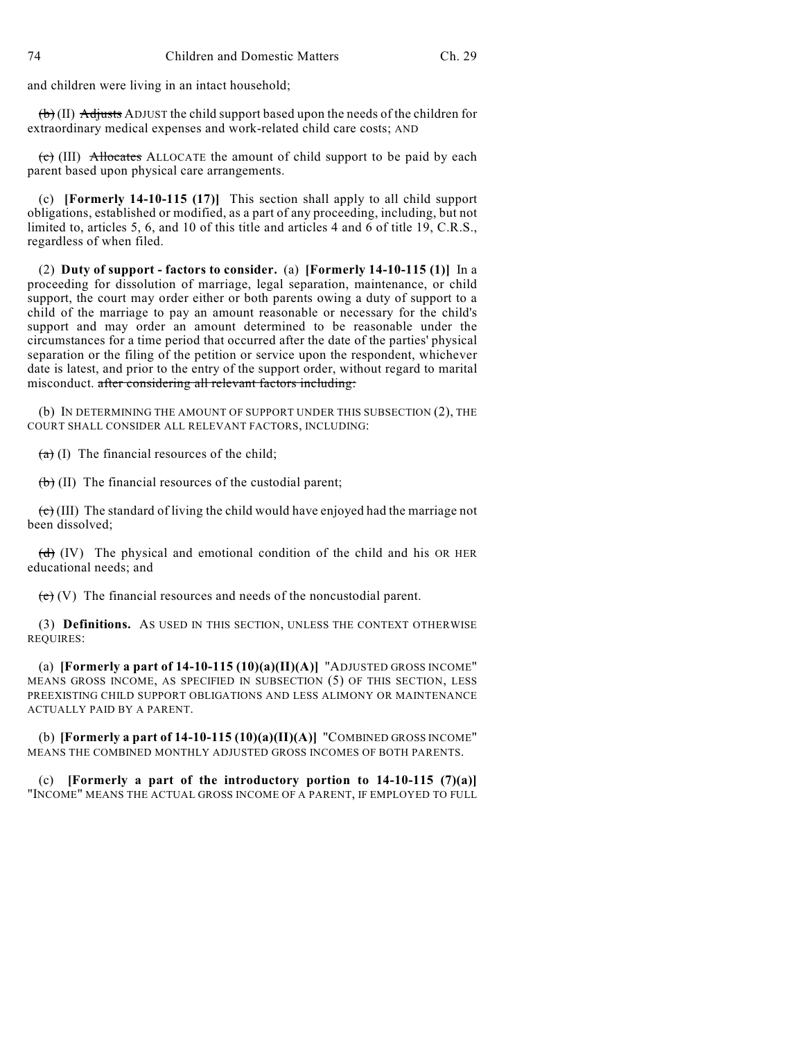and children were living in an intact household;

~~(b)~~ (II) ~~Adjusts~~ ADJUST the child support based upon the needs of the children for extraordinary medical expenses and work-related child care costs; AND

~~(c)~~ (III) ~~Allocates~~ ALLOCATE the amount of child support to be paid by each parent based upon physical care arrangements.

(c) **[Formerly 14-10-115 (17)]** This section shall apply to all child support obligations, established or modified, as a part of any proceeding, including, but not limited to, articles 5, 6, and 10 of this title and articles 4 and 6 of title 19, C.R.S., regardless of when filed.

(2) **Duty of support - factors to consider.** (a) **[Formerly 14-10-115 (1)]** In a proceeding for dissolution of marriage, legal separation, maintenance, or child support, the court may order either or both parents owing a duty of support to a child of the marriage to pay an amount reasonable or necessary for the child's support and may order an amount determined to be reasonable under the circumstances for a time period that occurred after the date of the parties' physical separation or the filing of the petition or service upon the respondent, whichever date is latest, and prior to the entry of the support order, without regard to marital misconduct. ~~after considering all relevant factors including:~~

(b) IN DETERMINING THE AMOUNT OF SUPPORT UNDER THIS SUBSECTION (2), THE COURT SHALL CONSIDER ALL RELEVANT FACTORS, INCLUDING:

~~(a)~~ (I) The financial resources of the child;

~~(b)~~ (II) The financial resources of the custodial parent;

~~(c)~~ (III) The standard of living the child would have enjoyed had the marriage not been dissolved;

~~(d)~~ (IV) The physical and emotional condition of the child and his OR HER educational needs; and

~~(e)~~ (V) The financial resources and needs of the noncustodial parent.

(3) **Definitions.** AS USED IN THIS SECTION, UNLESS THE CONTEXT OTHERWISE REQUIRES:

(a) **[Formerly a part of 14-10-115 (10)(a)(II)(A)]** "ADJUSTED GROSS INCOME" MEANS GROSS INCOME, AS SPECIFIED IN SUBSECTION (5) OF THIS SECTION, LESS PREEXISTING CHILD SUPPORT OBLIGATIONS AND LESS ALIMONY OR MAINTENANCE ACTUALLY PAID BY A PARENT.

(b) **[Formerly a part of 14-10-115 (10)(a)(II)(A)]** "COMBINED GROSS INCOME" MEANS THE COMBINED MONTHLY ADJUSTED GROSS INCOMES OF BOTH PARENTS.

(c) **[Formerly a part of the introductory portion to 14-10-115 (7)(a)]** "INCOME" MEANS THE ACTUAL GROSS INCOME OF A PARENT, IF EMPLOYED TO FULL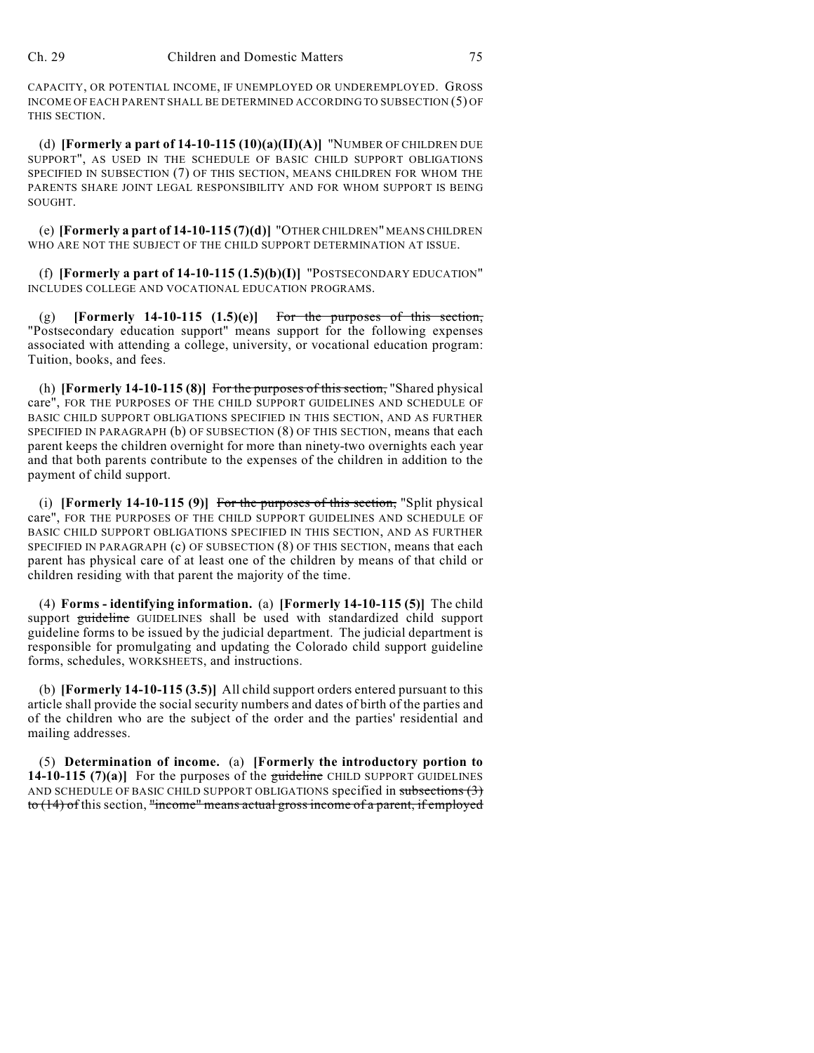CAPACITY, OR POTENTIAL INCOME, IF UNEMPLOYED OR UNDEREMPLOYED. GROSS INCOME OF EACH PARENT SHALL BE DETERMINED ACCORDING TO SUBSECTION (5) OF THIS SECTION.

(d) **[Formerly a part of 14-10-115 (10)(a)(II)(A)]** "NUMBER OF CHILDREN DUE SUPPORT", AS USED IN THE SCHEDULE OF BASIC CHILD SUPPORT OBLIGATIONS SPECIFIED IN SUBSECTION (7) OF THIS SECTION, MEANS CHILDREN FOR WHOM THE PARENTS SHARE JOINT LEGAL RESPONSIBILITY AND FOR WHOM SUPPORT IS BEING SOUGHT.

(e) **[Formerly a part of 14-10-115 (7)(d)]** "OTHER CHILDREN" MEANS CHILDREN WHO ARE NOT THE SUBJECT OF THE CHILD SUPPORT DETERMINATION AT ISSUE.

(f) **[Formerly a part of 14-10-115 (1.5)(b)(I)]** "POSTSECONDARY EDUCATION" INCLUDES COLLEGE AND VOCATIONAL EDUCATION PROGRAMS.

(g) **[Formerly 14-10-115 (1.5)(e)]** ~~For the purposes of this section,~~ "Postsecondary education support" means support for the following expenses associated with attending a college, university, or vocational education program: Tuition, books, and fees.

(h) **[Formerly 14-10-115 (8)]** ~~For the purposes of this section,~~ "Shared physical care", FOR THE PURPOSES OF THE CHILD SUPPORT GUIDELINES AND SCHEDULE OF BASIC CHILD SUPPORT OBLIGATIONS SPECIFIED IN THIS SECTION, AND AS FURTHER SPECIFIED IN PARAGRAPH (b) OF SUBSECTION (8) OF THIS SECTION, means that each parent keeps the children overnight for more than ninety-two overnights each year and that both parents contribute to the expenses of the children in addition to the payment of child support.

(i) **[Formerly 14-10-115 (9)]** ~~For the purposes of this section,~~ "Split physical care", FOR THE PURPOSES OF THE CHILD SUPPORT GUIDELINES AND SCHEDULE OF BASIC CHILD SUPPORT OBLIGATIONS SPECIFIED IN THIS SECTION, AND AS FURTHER SPECIFIED IN PARAGRAPH (c) OF SUBSECTION (8) OF THIS SECTION, means that each parent has physical care of at least one of the children by means of that child or children residing with that parent the majority of the time.

(4) **Forms - identifying information.** (a) **[Formerly 14-10-115 (5)]** The child support ~~guideline~~ GUIDELINES shall be used with standardized child support guideline forms to be issued by the judicial department. The judicial department is responsible for promulgating and updating the Colorado child support guideline forms, schedules, WORKSHEETS, and instructions.

(b) **[Formerly 14-10-115 (3.5)]** All child support orders entered pursuant to this article shall provide the social security numbers and dates of birth of the parties and of the children who are the subject of the order and the parties' residential and mailing addresses.

(5) **Determination of income.** (a) **[Formerly the introductory portion to 14-10-115 (7)(a)]** For the purposes of the ~~guideline~~ CHILD SUPPORT GUIDELINES AND SCHEDULE OF BASIC CHILD SUPPORT OBLIGATIONS specified in ~~subsections (3) to (14) of~~ this section, ~~"income" means actual gross income of a parent, if employed~~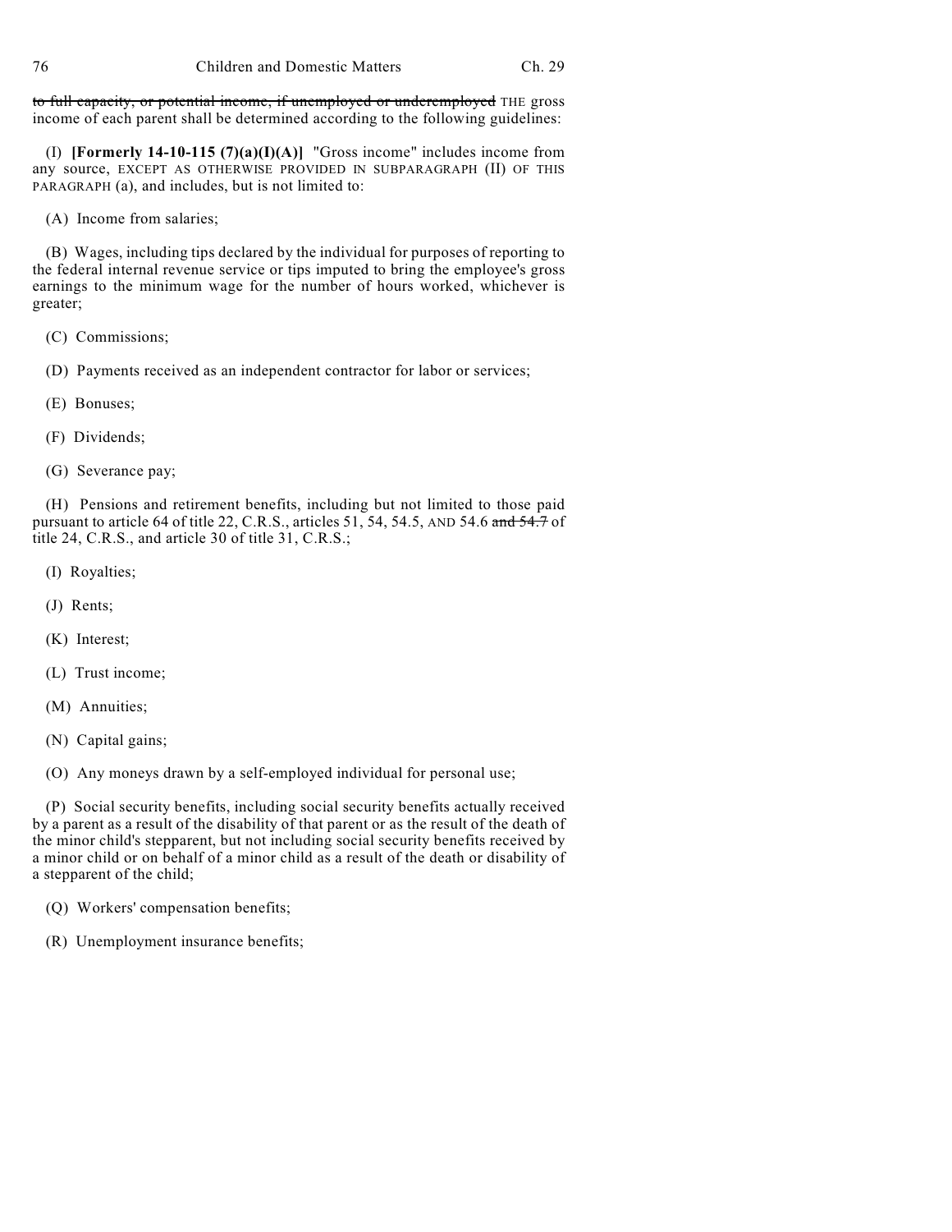~~to full capacity, or potential income, if unemployed or underemployed~~ THE gross income of each parent shall be determined according to the following guidelines:

(I) **[Formerly 14-10-115 (7)(a)(I)(A)]** "Gross income" includes income from any source, EXCEPT AS OTHERWISE PROVIDED IN SUBPARAGRAPH (II) OF THIS PARAGRAPH (a), and includes, but is not limited to:

(A) Income from salaries;

(B) Wages, including tips declared by the individual for purposes of reporting to the federal internal revenue service or tips imputed to bring the employee's gross earnings to the minimum wage for the number of hours worked, whichever is greater;

(C) Commissions;

(D) Payments received as an independent contractor for labor or services;

(E) Bonuses;

(F) Dividends;

(G) Severance pay;

(H) Pensions and retirement benefits, including but not limited to those paid pursuant to article 64 of title 22, C.R.S., articles 51, 54, 54.5, AND 54.6 ~~and 54.7~~ of title 24, C.R.S., and article 30 of title 31, C.R.S.;

(I) Royalties;

(J) Rents;

(K) Interest;

(L) Trust income;

(M) Annuities;

(N) Capital gains;

(O) Any moneys drawn by a self-employed individual for personal use;

(P) Social security benefits, including social security benefits actually received by a parent as a result of the disability of that parent or as the result of the death of the minor child's stepparent, but not including social security benefits received by a minor child or on behalf of a minor child as a result of the death or disability of a stepparent of the child;

(Q) Workers' compensation benefits;

(R) Unemployment insurance benefits;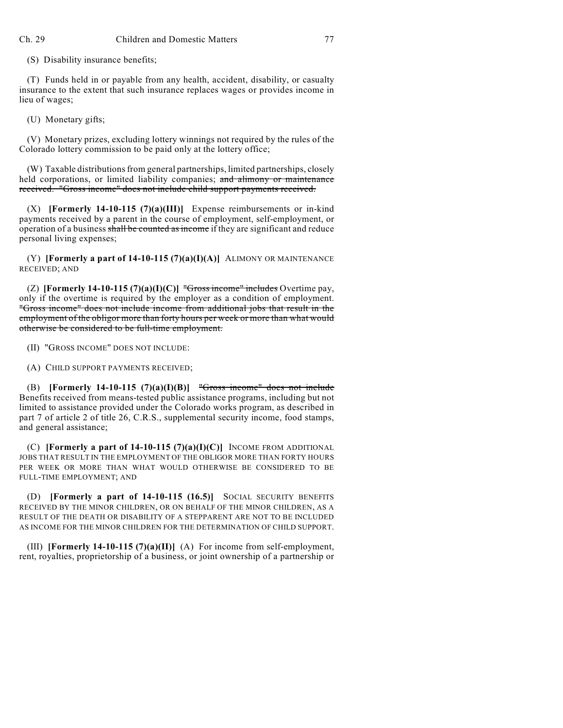(S) Disability insurance benefits;

(T) Funds held in or payable from any health, accident, disability, or casualty insurance to the extent that such insurance replaces wages or provides income in lieu of wages;

(U) Monetary gifts;

(V) Monetary prizes, excluding lottery winnings not required by the rules of the Colorado lottery commission to be paid only at the lottery office;

(W) Taxable distributions from general partnerships, limited partnerships, closely held corporations, or limited liability companies; ~~and alimony or maintenance received. "Gross income" does not include child support payments received.~~

(X) **[Formerly 14-10-115 (7)(a)(III)]** Expense reimbursements or in-kind payments received by a parent in the course of employment, self-employment, or operation of a business ~~shall be counted as income~~ if they are significant and reduce personal living expenses;

(Y) **[Formerly a part of 14-10-115 (7)(a)(I)(A)]** ALIMONY OR MAINTENANCE RECEIVED; AND

(Z) **[Formerly 14-10-115 (7)(a)(I)(C)]** ~~"Gross income" includes~~ Overtime pay, only if the overtime is required by the employer as a condition of employment. ~~"Gross income" does not include income from additional jobs that result in the employment of the obligor more than forty hours per week or more than what would otherwise be considered to be full-time employment.~~

(II) "GROSS INCOME" DOES NOT INCLUDE:

(A) CHILD SUPPORT PAYMENTS RECEIVED;

(B) **[Formerly 14-10-115 (7)(a)(I)(B)]** ~~"Gross income" does not include~~ Benefits received from means-tested public assistance programs, including but not limited to assistance provided under the Colorado works program, as described in part 7 of article 2 of title 26, C.R.S., supplemental security income, food stamps, and general assistance;

(C) **[Formerly a part of 14-10-115 (7)(a)(I)(C)]** INCOME FROM ADDITIONAL JOBS THAT RESULT IN THE EMPLOYMENT OF THE OBLIGOR MORE THAN FORTY HOURS PER WEEK OR MORE THAN WHAT WOULD OTHERWISE BE CONSIDERED TO BE FULL-TIME EMPLOYMENT; AND

(D) **[Formerly a part of 14-10-115 (16.5)]** SOCIAL SECURITY BENEFITS RECEIVED BY THE MINOR CHILDREN, OR ON BEHALF OF THE MINOR CHILDREN, AS A RESULT OF THE DEATH OR DISABILITY OF A STEPPARENT ARE NOT TO BE INCLUDED AS INCOME FOR THE MINOR CHILDREN FOR THE DETERMINATION OF CHILD SUPPORT.

(III) **[Formerly 14-10-115 (7)(a)(II)]** (A) For income from self-employment, rent, royalties, proprietorship of a business, or joint ownership of a partnership or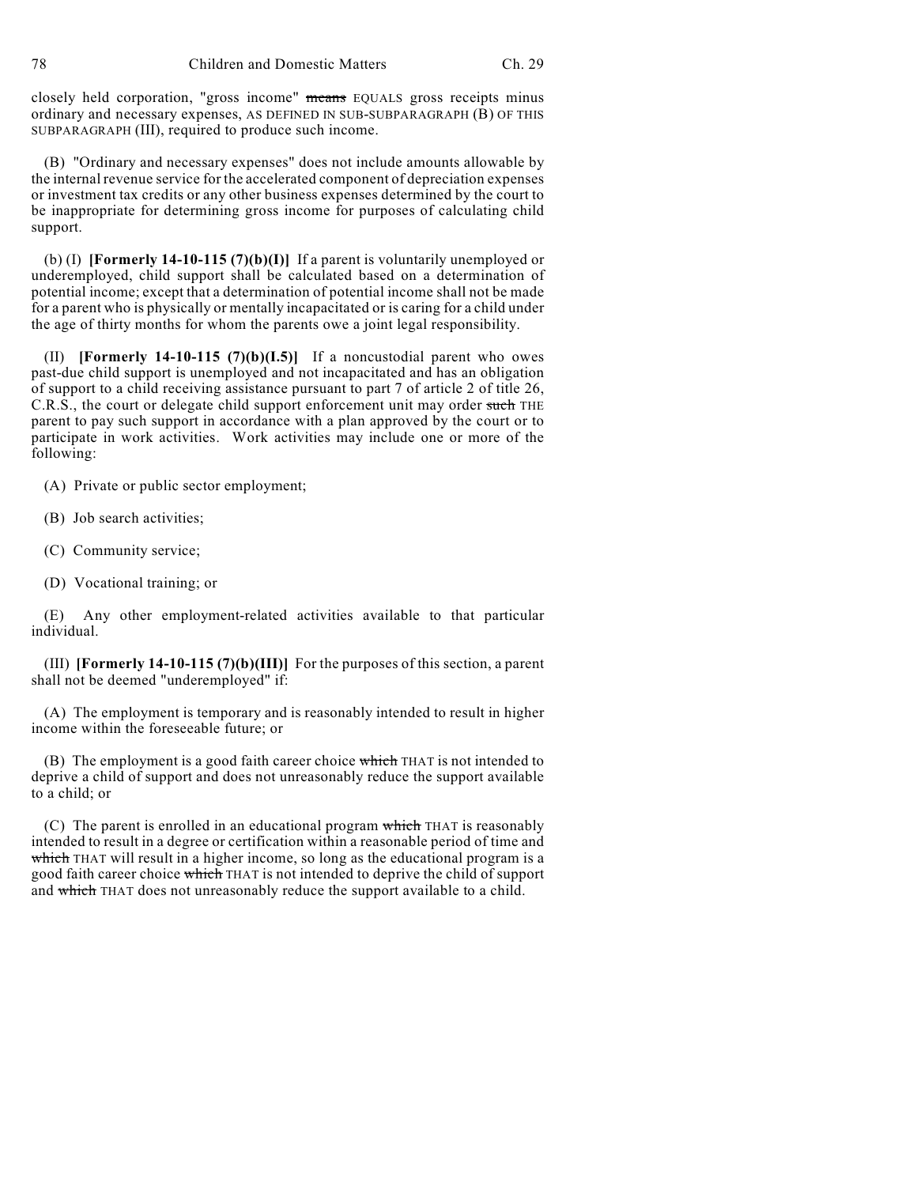closely held corporation, "gross income" ~~means~~ EQUALS gross receipts minus ordinary and necessary expenses, AS DEFINED IN SUB-SUBPARAGRAPH (B) OF THIS SUBPARAGRAPH (III), required to produce such income.

(B) "Ordinary and necessary expenses" does not include amounts allowable by the internal revenue service for the accelerated component of depreciation expenses or investment tax credits or any other business expenses determined by the court to be inappropriate for determining gross income for purposes of calculating child support.

(b) (I) **[Formerly 14-10-115 (7)(b)(I)]** If a parent is voluntarily unemployed or underemployed, child support shall be calculated based on a determination of potential income; except that a determination of potential income shall not be made for a parent who is physically or mentally incapacitated or is caring for a child under the age of thirty months for whom the parents owe a joint legal responsibility.

(II) **[Formerly 14-10-115 (7)(b)(I.5)]** If a noncustodial parent who owes past-due child support is unemployed and not incapacitated and has an obligation of support to a child receiving assistance pursuant to part 7 of article 2 of title 26, C.R.S., the court or delegate child support enforcement unit may order ~~such~~ THE parent to pay such support in accordance with a plan approved by the court or to participate in work activities. Work activities may include one or more of the following:

(A) Private or public sector employment;

(B) Job search activities;

(C) Community service;

(D) Vocational training; or

(E) Any other employment-related activities available to that particular individual.

(III) **[Formerly 14-10-115 (7)(b)(III)]** For the purposes of this section, a parent shall not be deemed "underemployed" if:

(A) The employment is temporary and is reasonably intended to result in higher income within the foreseeable future; or

(B) The employment is a good faith career choice ~~which~~ THAT is not intended to deprive a child of support and does not unreasonably reduce the support available to a child; or

(C) The parent is enrolled in an educational program ~~which~~ THAT is reasonably intended to result in a degree or certification within a reasonable period of time and ~~which~~ THAT will result in a higher income, so long as the educational program is a good faith career choice ~~which~~ THAT is not intended to deprive the child of support and ~~which~~ THAT does not unreasonably reduce the support available to a child.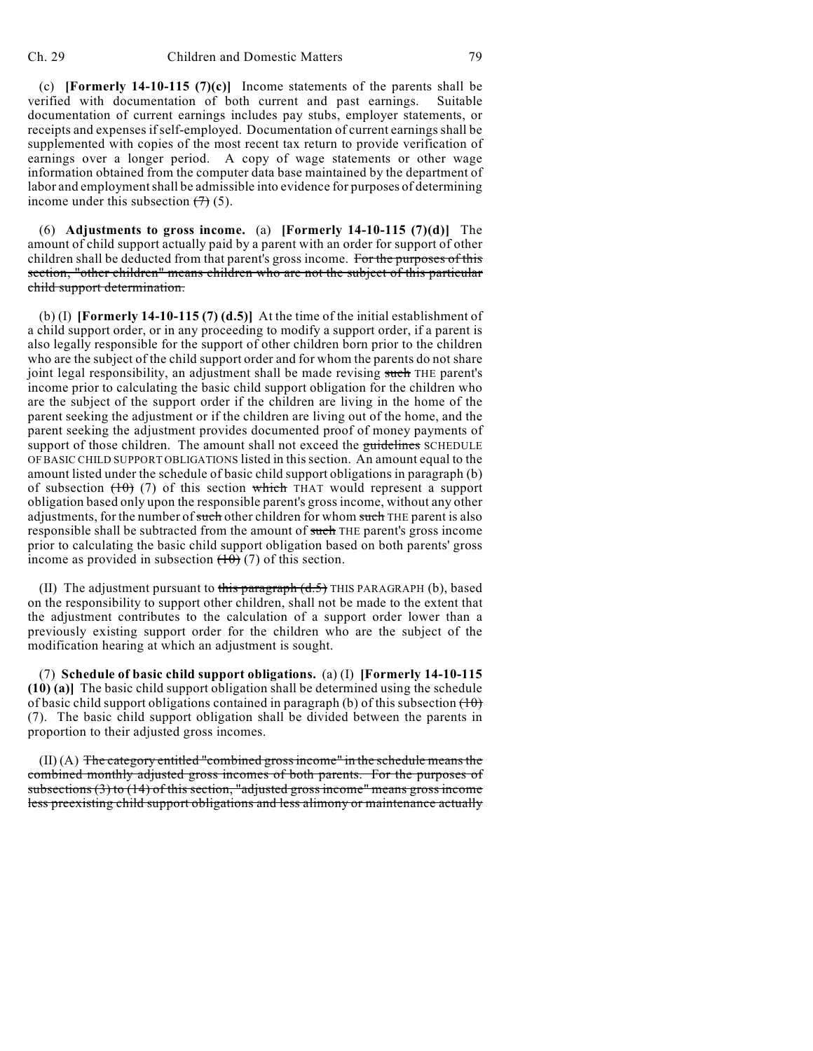(c) **[Formerly 14-10-115 (7)(c)]** Income statements of the parents shall be verified with documentation of both current and past earnings. Suitable documentation of current earnings includes pay stubs, employer statements, or receipts and expenses if self-employed. Documentation of current earnings shall be supplemented with copies of the most recent tax return to provide verification of earnings over a longer period. A copy of wage statements or other wage information obtained from the computer data base maintained by the department of labor and employment shall be admissible into evidence for purposes of determining income under this subsection ~~(7)~~ (5).

(6) **Adjustments to gross income.** (a) **[Formerly 14-10-115 (7)(d)]** The amount of child support actually paid by a parent with an order for support of other children shall be deducted from that parent's gross income. ~~For the purposes of this section, "other children" means children who are not the subject of this particular child support determination.~~

(b) (I) **[Formerly 14-10-115 (7) (d.5)]** At the time of the initial establishment of a child support order, or in any proceeding to modify a support order, if a parent is also legally responsible for the support of other children born prior to the children who are the subject of the child support order and for whom the parents do not share joint legal responsibility, an adjustment shall be made revising ~~such~~ THE parent's income prior to calculating the basic child support obligation for the children who are the subject of the support order if the children are living in the home of the parent seeking the adjustment or if the children are living out of the home, and the parent seeking the adjustment provides documented proof of money payments of support of those children. The amount shall not exceed the ~~guidelines~~ SCHEDULE OF BASIC CHILD SUPPORT OBLIGATIONS listed in this section. An amount equal to the amount listed under the schedule of basic child support obligations in paragraph (b) of subsection ~~(10)~~ (7) of this section ~~which~~ THAT would represent a support obligation based only upon the responsible parent's gross income, without any other adjustments, for the number of ~~such~~ other children for whom ~~such~~ THE parent is also responsible shall be subtracted from the amount of ~~such~~ THE parent's gross income prior to calculating the basic child support obligation based on both parents' gross income as provided in subsection ~~(10)~~ (7) of this section.

(II) The adjustment pursuant to ~~this paragraph (d.5)~~ THIS PARAGRAPH (b), based on the responsibility to support other children, shall not be made to the extent that the adjustment contributes to the calculation of a support order lower than a previously existing support order for the children who are the subject of the modification hearing at which an adjustment is sought.

(7) **Schedule of basic child support obligations.** (a) (I) **[Formerly 14-10-115 (10) (a)]** The basic child support obligation shall be determined using the schedule of basic child support obligations contained in paragraph (b) of this subsection ~~(10)~~ (7). The basic child support obligation shall be divided between the parents in proportion to their adjusted gross incomes.

(II) (A) ~~The category entitled "combined gross income" in the schedule means the combined monthly adjusted gross incomes of both parents. For the purposes of subsections (3) to (14) of this section, "adjusted gross income" means gross income less preexisting child support obligations and less alimony or maintenance actually~~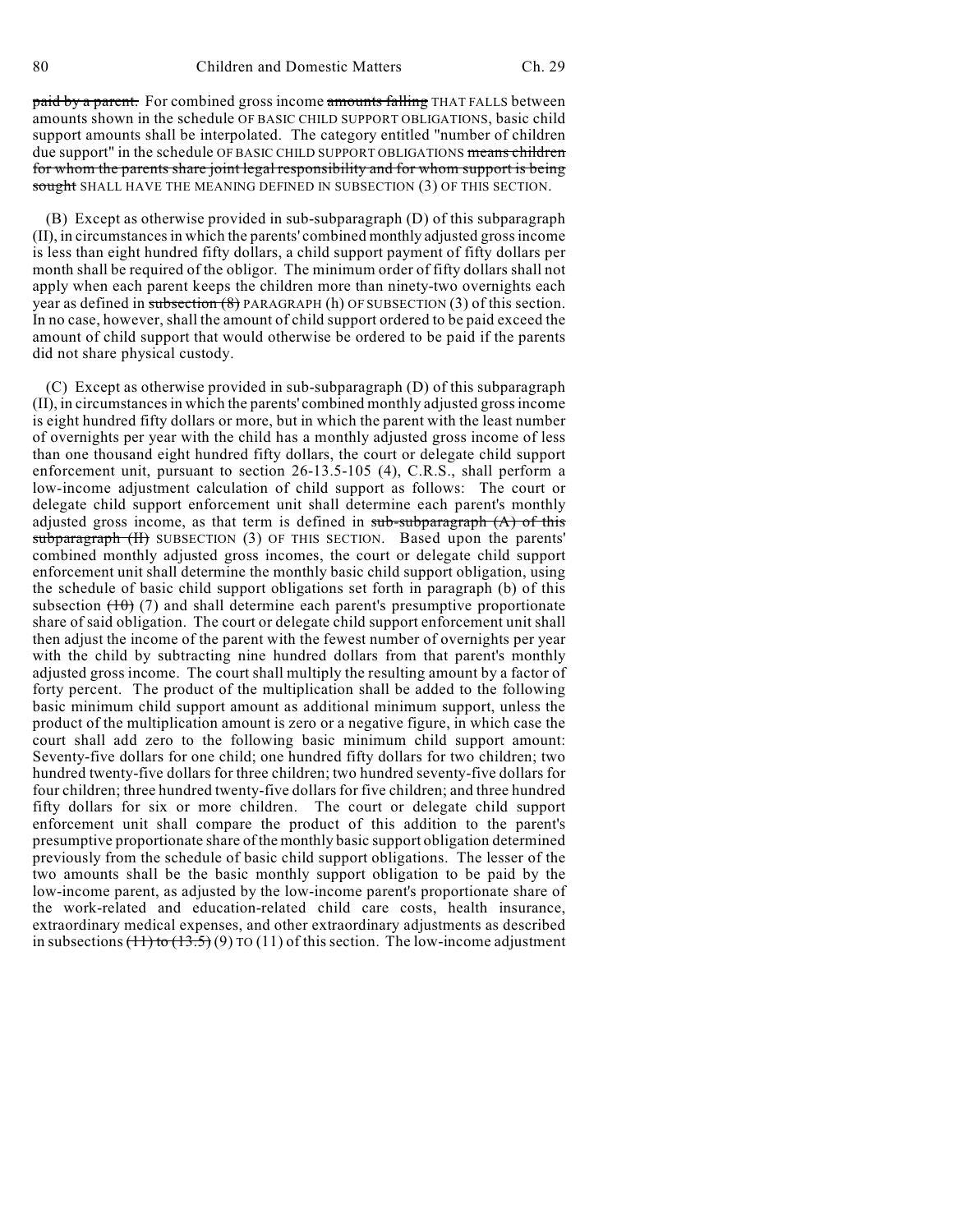~~paid by a parent.~~ For combined gross income ~~amounts falling~~ THAT FALLS between amounts shown in the schedule OF BASIC CHILD SUPPORT OBLIGATIONS, basic child support amounts shall be interpolated. The category entitled "number of children due support" in the schedule OF BASIC CHILD SUPPORT OBLIGATIONS ~~means children for whom the parents share joint legal responsibility and for whom support is being sought~~ SHALL HAVE THE MEANING DEFINED IN SUBSECTION (3) OF THIS SECTION.

(B) Except as otherwise provided in sub-subparagraph (D) of this subparagraph (II), in circumstances in which the parents' combined monthly adjusted gross income is less than eight hundred fifty dollars, a child support payment of fifty dollars per month shall be required of the obligor. The minimum order of fifty dollars shall not apply when each parent keeps the children more than ninety-two overnights each year as defined in ~~subsection (8)~~ PARAGRAPH (h) OF SUBSECTION (3) of this section. In no case, however, shall the amount of child support ordered to be paid exceed the amount of child support that would otherwise be ordered to be paid if the parents did not share physical custody.

(C) Except as otherwise provided in sub-subparagraph (D) of this subparagraph (II), in circumstances in which the parents' combined monthly adjusted gross income is eight hundred fifty dollars or more, but in which the parent with the least number of overnights per year with the child has a monthly adjusted gross income of less than one thousand eight hundred fifty dollars, the court or delegate child support enforcement unit, pursuant to section 26-13.5-105 (4), C.R.S., shall perform a low-income adjustment calculation of child support as follows: The court or delegate child support enforcement unit shall determine each parent's monthly adjusted gross income, as that term is defined in ~~sub-subparagraph (A) of this subparagraph (II)~~ SUBSECTION (3) OF THIS SECTION. Based upon the parents' combined monthly adjusted gross incomes, the court or delegate child support enforcement unit shall determine the monthly basic child support obligation, using the schedule of basic child support obligations set forth in paragraph (b) of this subsection ~~(10)~~ (7) and shall determine each parent's presumptive proportionate share of said obligation. The court or delegate child support enforcement unit shall then adjust the income of the parent with the fewest number of overnights per year with the child by subtracting nine hundred dollars from that parent's monthly adjusted gross income. The court shall multiply the resulting amount by a factor of forty percent. The product of the multiplication shall be added to the following basic minimum child support amount as additional minimum support, unless the product of the multiplication amount is zero or a negative figure, in which case the court shall add zero to the following basic minimum child support amount: Seventy-five dollars for one child; one hundred fifty dollars for two children; two hundred twenty-five dollars for three children; two hundred seventy-five dollars for four children; three hundred twenty-five dollars for five children; and three hundred fifty dollars for six or more children. The court or delegate child support enforcement unit shall compare the product of this addition to the parent's presumptive proportionate share of the monthly basic support obligation determined previously from the schedule of basic child support obligations. The lesser of the two amounts shall be the basic monthly support obligation to be paid by the low-income parent, as adjusted by the low-income parent's proportionate share of the work-related and education-related child care costs, health insurance, extraordinary medical expenses, and other extraordinary adjustments as described in subsections ~~(11) to (13.5)~~ (9) TO (11) of this section. The low-income adjustment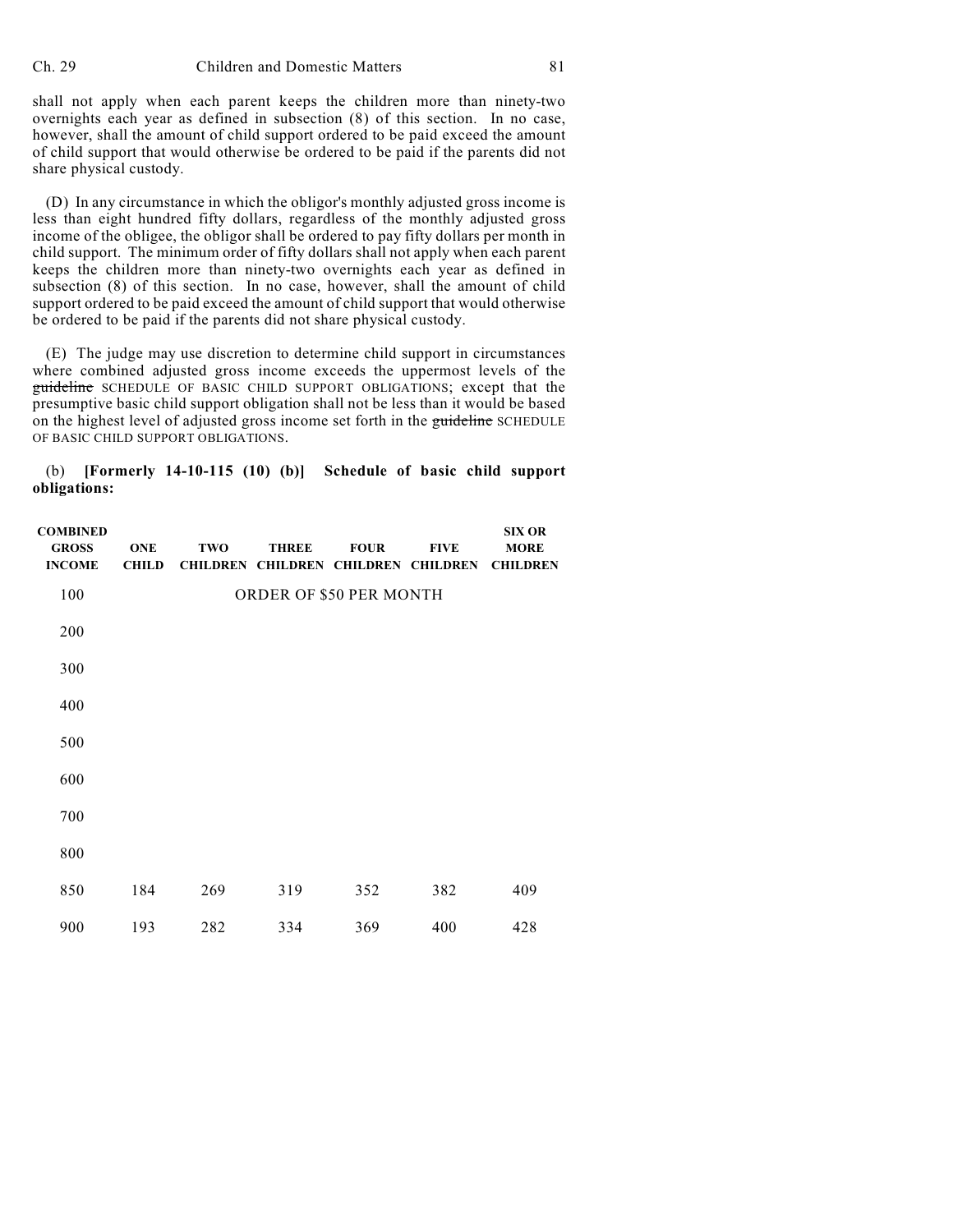shall not apply when each parent keeps the children more than ninety-two overnights each year as defined in subsection (8) of this section. In no case, however, shall the amount of child support ordered to be paid exceed the amount of child support that would otherwise be ordered to be paid if the parents did not share physical custody.

(D) In any circumstance in which the obligor's monthly adjusted gross income is less than eight hundred fifty dollars, regardless of the monthly adjusted gross income of the obligee, the obligor shall be ordered to pay fifty dollars per month in child support. The minimum order of fifty dollars shall not apply when each parent keeps the children more than ninety-two overnights each year as defined in subsection (8) of this section. In no case, however, shall the amount of child support ordered to be paid exceed the amount of child support that would otherwise be ordered to be paid if the parents did not share physical custody.

(E) The judge may use discretion to determine child support in circumstances where combined adjusted gross income exceeds the uppermost levels of the ~~guideline~~ SCHEDULE OF BASIC CHILD SUPPORT OBLIGATIONS; except that the presumptive basic child support obligation shall not be less than it would be based on the highest level of adjusted gross income set forth in the ~~guideline~~ SCHEDULE OF BASIC CHILD SUPPORT OBLIGATIONS.

(b) **[Formerly 14-10-115 (10) (b)] Schedule of basic child support obligations:**

| COMBINED GROSS INCOME | ONE CHILD | TWO CHILDREN | THREE CHILDREN | FOUR CHILDREN | FIVE CHILDREN | SIX OR MORE CHILDREN |
|---|---|---|---|---|---|---|
| 100 | | | ORDER OF $50 PER MONTH | | | |
| 200 | | | | | | |
| 300 | | | | | | |
| 400 | | | | | | |
| 500 | | | | | | |
| 600 | | | | | | |
| 700 | | | | | | |
| 800 | | | | | | |
| 850 | 184 | 269 | 319 | 352 | 382 | 409 |
| 900 | 193 | 282 | 334 | 369 | 400 | 428 |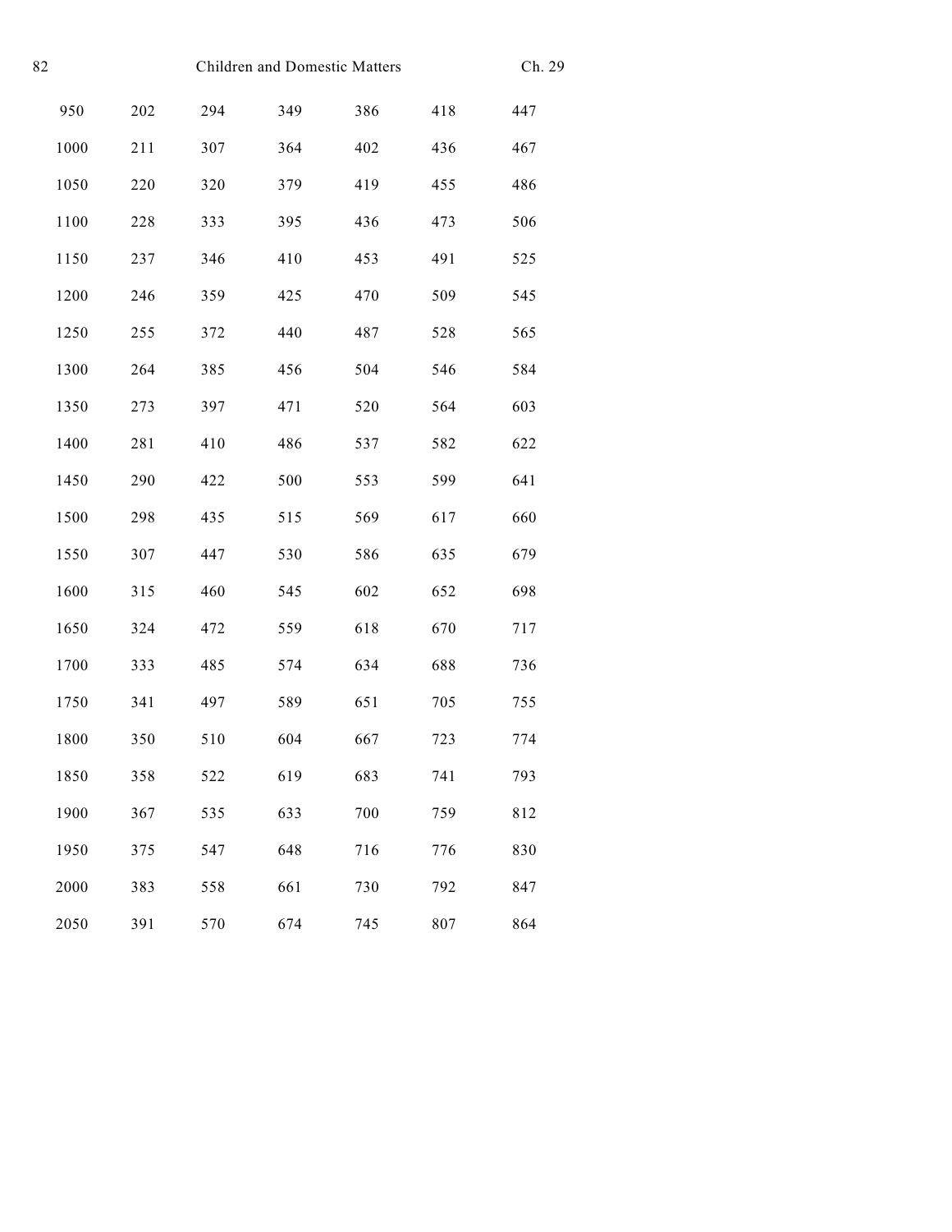| | | | | | | |
|---|---|---|---|---|---|---|
| 950 | 202 | 294 | 349 | 386 | 418 | 447 |
| 1000 | 211 | 307 | 364 | 402 | 436 | 467 |
| 1050 | 220 | 320 | 379 | 419 | 455 | 486 |
| 1100 | 228 | 333 | 395 | 436 | 473 | 506 |
| 1150 | 237 | 346 | 410 | 453 | 491 | 525 |
| 1200 | 246 | 359 | 425 | 470 | 509 | 545 |
| 1250 | 255 | 372 | 440 | 487 | 528 | 565 |
| 1300 | 264 | 385 | 456 | 504 | 546 | 584 |
| 1350 | 273 | 397 | 471 | 520 | 564 | 603 |
| 1400 | 281 | 410 | 486 | 537 | 582 | 622 |
| 1450 | 290 | 422 | 500 | 553 | 599 | 641 |
| 1500 | 298 | 435 | 515 | 569 | 617 | 660 |
| 1550 | 307 | 447 | 530 | 586 | 635 | 679 |
| 1600 | 315 | 460 | 545 | 602 | 652 | 698 |
| 1650 | 324 | 472 | 559 | 618 | 670 | 717 |
| 1700 | 333 | 485 | 574 | 634 | 688 | 736 |
| 1750 | 341 | 497 | 589 | 651 | 705 | 755 |
| 1800 | 350 | 510 | 604 | 667 | 723 | 774 |
| 1850 | 358 | 522 | 619 | 683 | 741 | 793 |
| 1900 | 367 | 535 | 633 | 700 | 759 | 812 |
| 1950 | 375 | 547 | 648 | 716 | 776 | 830 |
| 2000 | 383 | 558 | 661 | 730 | 792 | 847 |
| 2050 | 391 | 570 | 674 | 745 | 807 | 864 |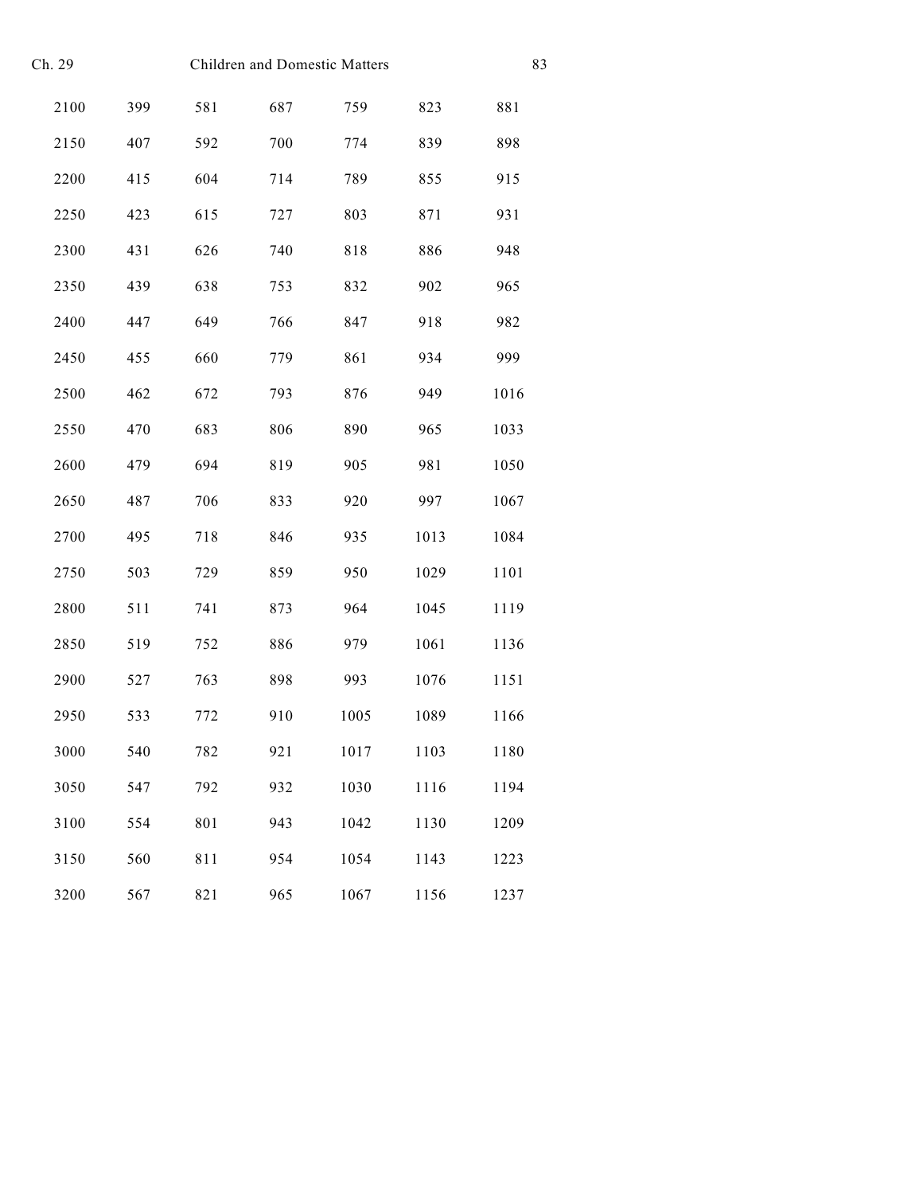| | | | | | | |
|---|---|---|---|---|---|---|
| 2100 | 399 | 581 | 687 | 759 | 823 | 881 |
| 2150 | 407 | 592 | 700 | 774 | 839 | 898 |
| 2200 | 415 | 604 | 714 | 789 | 855 | 915 |
| 2250 | 423 | 615 | 727 | 803 | 871 | 931 |
| 2300 | 431 | 626 | 740 | 818 | 886 | 948 |
| 2350 | 439 | 638 | 753 | 832 | 902 | 965 |
| 2400 | 447 | 649 | 766 | 847 | 918 | 982 |
| 2450 | 455 | 660 | 779 | 861 | 934 | 999 |
| 2500 | 462 | 672 | 793 | 876 | 949 | 1016 |
| 2550 | 470 | 683 | 806 | 890 | 965 | 1033 |
| 2600 | 479 | 694 | 819 | 905 | 981 | 1050 |
| 2650 | 487 | 706 | 833 | 920 | 997 | 1067 |
| 2700 | 495 | 718 | 846 | 935 | 1013 | 1084 |
| 2750 | 503 | 729 | 859 | 950 | 1029 | 1101 |
| 2800 | 511 | 741 | 873 | 964 | 1045 | 1119 |
| 2850 | 519 | 752 | 886 | 979 | 1061 | 1136 |
| 2900 | 527 | 763 | 898 | 993 | 1076 | 1151 |
| 2950 | 533 | 772 | 910 | 1005 | 1089 | 1166 |
| 3000 | 540 | 782 | 921 | 1017 | 1103 | 1180 |
| 3050 | 547 | 792 | 932 | 1030 | 1116 | 1194 |
| 3100 | 554 | 801 | 943 | 1042 | 1130 | 1209 |
| 3150 | 560 | 811 | 954 | 1054 | 1143 | 1223 |
| 3200 | 567 | 821 | 965 | 1067 | 1156 | 1237 |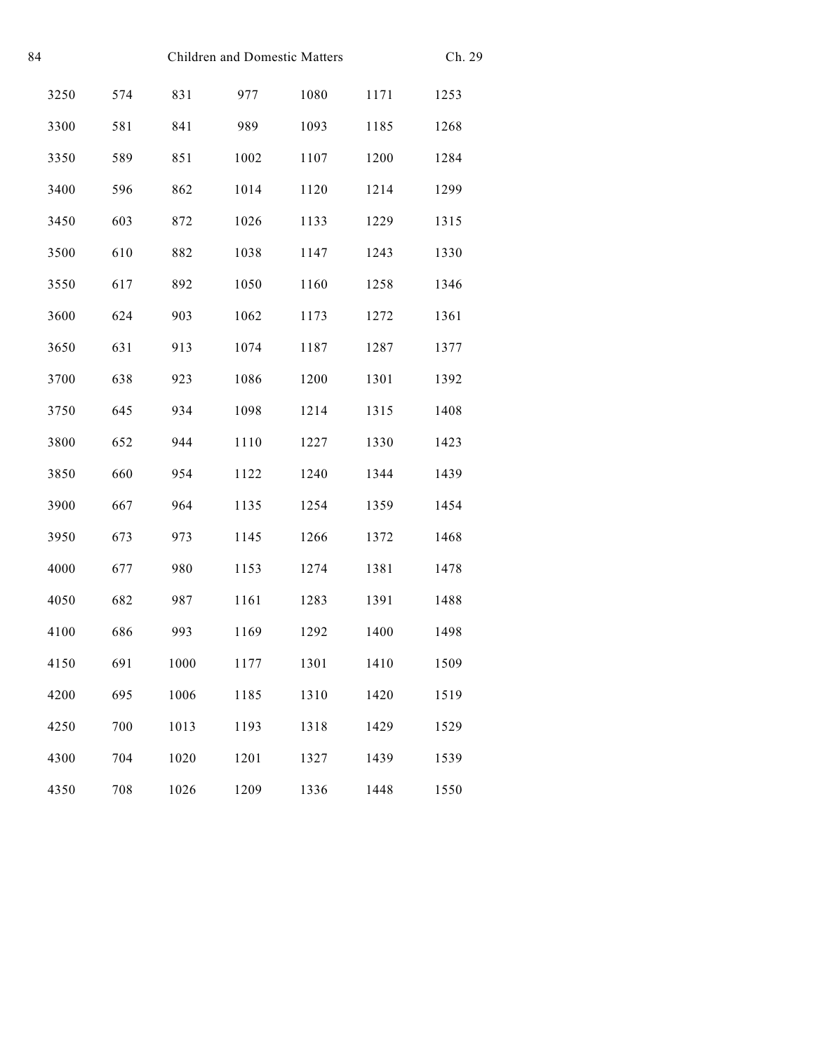| | | | | | | |
|---|---|---|---|---|---|---|
| 3250 | 574 | 831 | 977 | 1080 | 1171 | 1253 |
| 3300 | 581 | 841 | 989 | 1093 | 1185 | 1268 |
| 3350 | 589 | 851 | 1002 | 1107 | 1200 | 1284 |
| 3400 | 596 | 862 | 1014 | 1120 | 1214 | 1299 |
| 3450 | 603 | 872 | 1026 | 1133 | 1229 | 1315 |
| 3500 | 610 | 882 | 1038 | 1147 | 1243 | 1330 |
| 3550 | 617 | 892 | 1050 | 1160 | 1258 | 1346 |
| 3600 | 624 | 903 | 1062 | 1173 | 1272 | 1361 |
| 3650 | 631 | 913 | 1074 | 1187 | 1287 | 1377 |
| 3700 | 638 | 923 | 1086 | 1200 | 1301 | 1392 |
| 3750 | 645 | 934 | 1098 | 1214 | 1315 | 1408 |
| 3800 | 652 | 944 | 1110 | 1227 | 1330 | 1423 |
| 3850 | 660 | 954 | 1122 | 1240 | 1344 | 1439 |
| 3900 | 667 | 964 | 1135 | 1254 | 1359 | 1454 |
| 3950 | 673 | 973 | 1145 | 1266 | 1372 | 1468 |
| 4000 | 677 | 980 | 1153 | 1274 | 1381 | 1478 |
| 4050 | 682 | 987 | 1161 | 1283 | 1391 | 1488 |
| 4100 | 686 | 993 | 1169 | 1292 | 1400 | 1498 |
| 4150 | 691 | 1000 | 1177 | 1301 | 1410 | 1509 |
| 4200 | 695 | 1006 | 1185 | 1310 | 1420 | 1519 |
| 4250 | 700 | 1013 | 1193 | 1318 | 1429 | 1529 |
| 4300 | 704 | 1020 | 1201 | 1327 | 1439 | 1539 |
| 4350 | 708 | 1026 | 1209 | 1336 | 1448 | 1550 |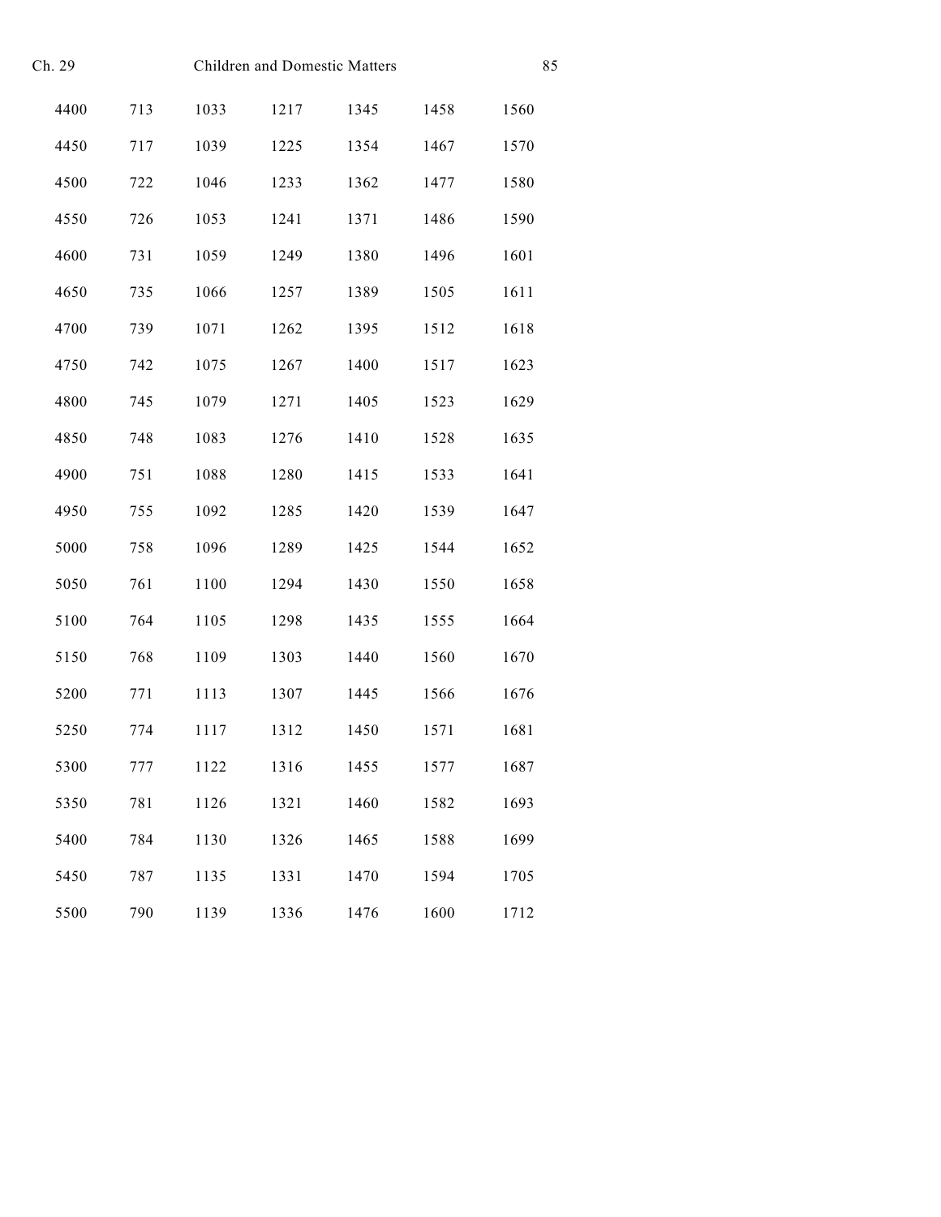| | | | | | | |
|---|---|---|---|---|---|---|
| 4400 | 713 | 1033 | 1217 | 1345 | 1458 | 1560 |
| 4450 | 717 | 1039 | 1225 | 1354 | 1467 | 1570 |
| 4500 | 722 | 1046 | 1233 | 1362 | 1477 | 1580 |
| 4550 | 726 | 1053 | 1241 | 1371 | 1486 | 1590 |
| 4600 | 731 | 1059 | 1249 | 1380 | 1496 | 1601 |
| 4650 | 735 | 1066 | 1257 | 1389 | 1505 | 1611 |
| 4700 | 739 | 1071 | 1262 | 1395 | 1512 | 1618 |
| 4750 | 742 | 1075 | 1267 | 1400 | 1517 | 1623 |
| 4800 | 745 | 1079 | 1271 | 1405 | 1523 | 1629 |
| 4850 | 748 | 1083 | 1276 | 1410 | 1528 | 1635 |
| 4900 | 751 | 1088 | 1280 | 1415 | 1533 | 1641 |
| 4950 | 755 | 1092 | 1285 | 1420 | 1539 | 1647 |
| 5000 | 758 | 1096 | 1289 | 1425 | 1544 | 1652 |
| 5050 | 761 | 1100 | 1294 | 1430 | 1550 | 1658 |
| 5100 | 764 | 1105 | 1298 | 1435 | 1555 | 1664 |
| 5150 | 768 | 1109 | 1303 | 1440 | 1560 | 1670 |
| 5200 | 771 | 1113 | 1307 | 1445 | 1566 | 1676 |
| 5250 | 774 | 1117 | 1312 | 1450 | 1571 | 1681 |
| 5300 | 777 | 1122 | 1316 | 1455 | 1577 | 1687 |
| 5350 | 781 | 1126 | 1321 | 1460 | 1582 | 1693 |
| 5400 | 784 | 1130 | 1326 | 1465 | 1588 | 1699 |
| 5450 | 787 | 1135 | 1331 | 1470 | 1594 | 1705 |
| 5500 | 790 | 1139 | 1336 | 1476 | 1600 | 1712 |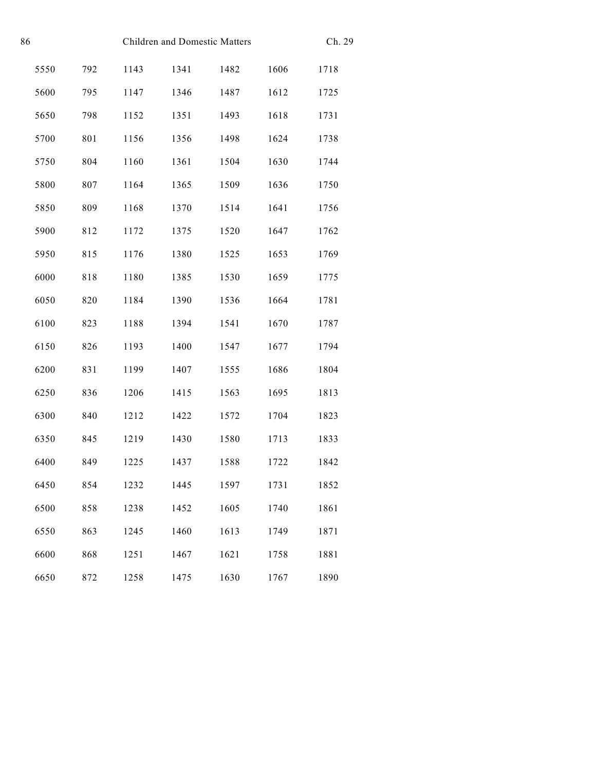| | | | | | | |
|---|---|---|---|---|---|---|
| 5550 | 792 | 1143 | 1341 | 1482 | 1606 | 1718 |
| 5600 | 795 | 1147 | 1346 | 1487 | 1612 | 1725 |
| 5650 | 798 | 1152 | 1351 | 1493 | 1618 | 1731 |
| 5700 | 801 | 1156 | 1356 | 1498 | 1624 | 1738 |
| 5750 | 804 | 1160 | 1361 | 1504 | 1630 | 1744 |
| 5800 | 807 | 1164 | 1365 | 1509 | 1636 | 1750 |
| 5850 | 809 | 1168 | 1370 | 1514 | 1641 | 1756 |
| 5900 | 812 | 1172 | 1375 | 1520 | 1647 | 1762 |
| 5950 | 815 | 1176 | 1380 | 1525 | 1653 | 1769 |
| 6000 | 818 | 1180 | 1385 | 1530 | 1659 | 1775 |
| 6050 | 820 | 1184 | 1390 | 1536 | 1664 | 1781 |
| 6100 | 823 | 1188 | 1394 | 1541 | 1670 | 1787 |
| 6150 | 826 | 1193 | 1400 | 1547 | 1677 | 1794 |
| 6200 | 831 | 1199 | 1407 | 1555 | 1686 | 1804 |
| 6250 | 836 | 1206 | 1415 | 1563 | 1695 | 1813 |
| 6300 | 840 | 1212 | 1422 | 1572 | 1704 | 1823 |
| 6350 | 845 | 1219 | 1430 | 1580 | 1713 | 1833 |
| 6400 | 849 | 1225 | 1437 | 1588 | 1722 | 1842 |
| 6450 | 854 | 1232 | 1445 | 1597 | 1731 | 1852 |
| 6500 | 858 | 1238 | 1452 | 1605 | 1740 | 1861 |
| 6550 | 863 | 1245 | 1460 | 1613 | 1749 | 1871 |
| 6600 | 868 | 1251 | 1467 | 1621 | 1758 | 1881 |
| 6650 | 872 | 1258 | 1475 | 1630 | 1767 | 1890 |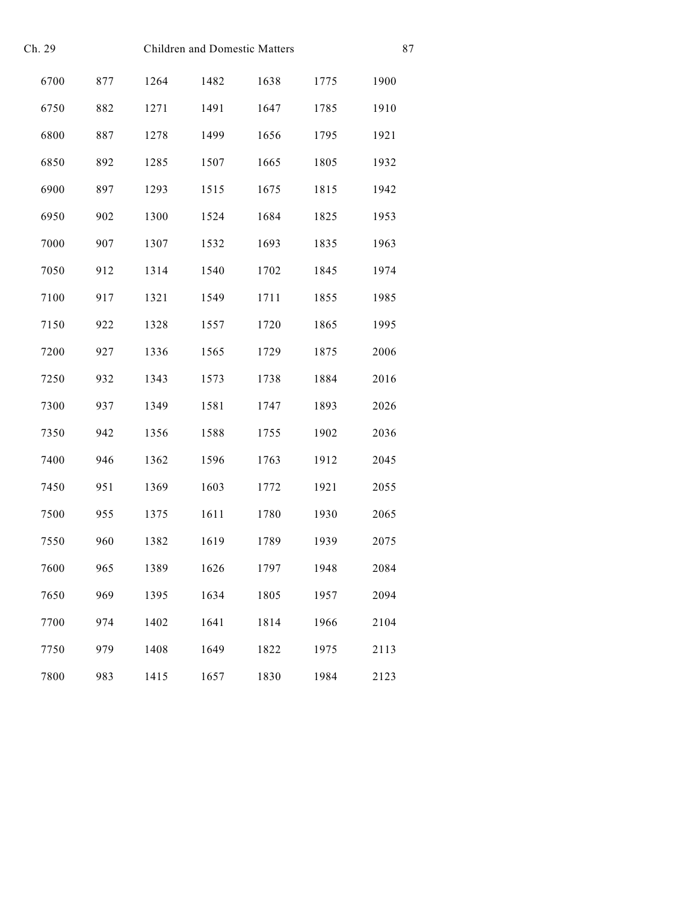| | | | | | | |
|---|---|---|---|---|---|---|
| 6700 | 877 | 1264 | 1482 | 1638 | 1775 | 1900 |
| 6750 | 882 | 1271 | 1491 | 1647 | 1785 | 1910 |
| 6800 | 887 | 1278 | 1499 | 1656 | 1795 | 1921 |
| 6850 | 892 | 1285 | 1507 | 1665 | 1805 | 1932 |
| 6900 | 897 | 1293 | 1515 | 1675 | 1815 | 1942 |
| 6950 | 902 | 1300 | 1524 | 1684 | 1825 | 1953 |
| 7000 | 907 | 1307 | 1532 | 1693 | 1835 | 1963 |
| 7050 | 912 | 1314 | 1540 | 1702 | 1845 | 1974 |
| 7100 | 917 | 1321 | 1549 | 1711 | 1855 | 1985 |
| 7150 | 922 | 1328 | 1557 | 1720 | 1865 | 1995 |
| 7200 | 927 | 1336 | 1565 | 1729 | 1875 | 2006 |
| 7250 | 932 | 1343 | 1573 | 1738 | 1884 | 2016 |
| 7300 | 937 | 1349 | 1581 | 1747 | 1893 | 2026 |
| 7350 | 942 | 1356 | 1588 | 1755 | 1902 | 2036 |
| 7400 | 946 | 1362 | 1596 | 1763 | 1912 | 2045 |
| 7450 | 951 | 1369 | 1603 | 1772 | 1921 | 2055 |
| 7500 | 955 | 1375 | 1611 | 1780 | 1930 | 2065 |
| 7550 | 960 | 1382 | 1619 | 1789 | 1939 | 2075 |
| 7600 | 965 | 1389 | 1626 | 1797 | 1948 | 2084 |
| 7650 | 969 | 1395 | 1634 | 1805 | 1957 | 2094 |
| 7700 | 974 | 1402 | 1641 | 1814 | 1966 | 2104 |
| 7750 | 979 | 1408 | 1649 | 1822 | 1975 | 2113 |
| 7800 | 983 | 1415 | 1657 | 1830 | 1984 | 2123 |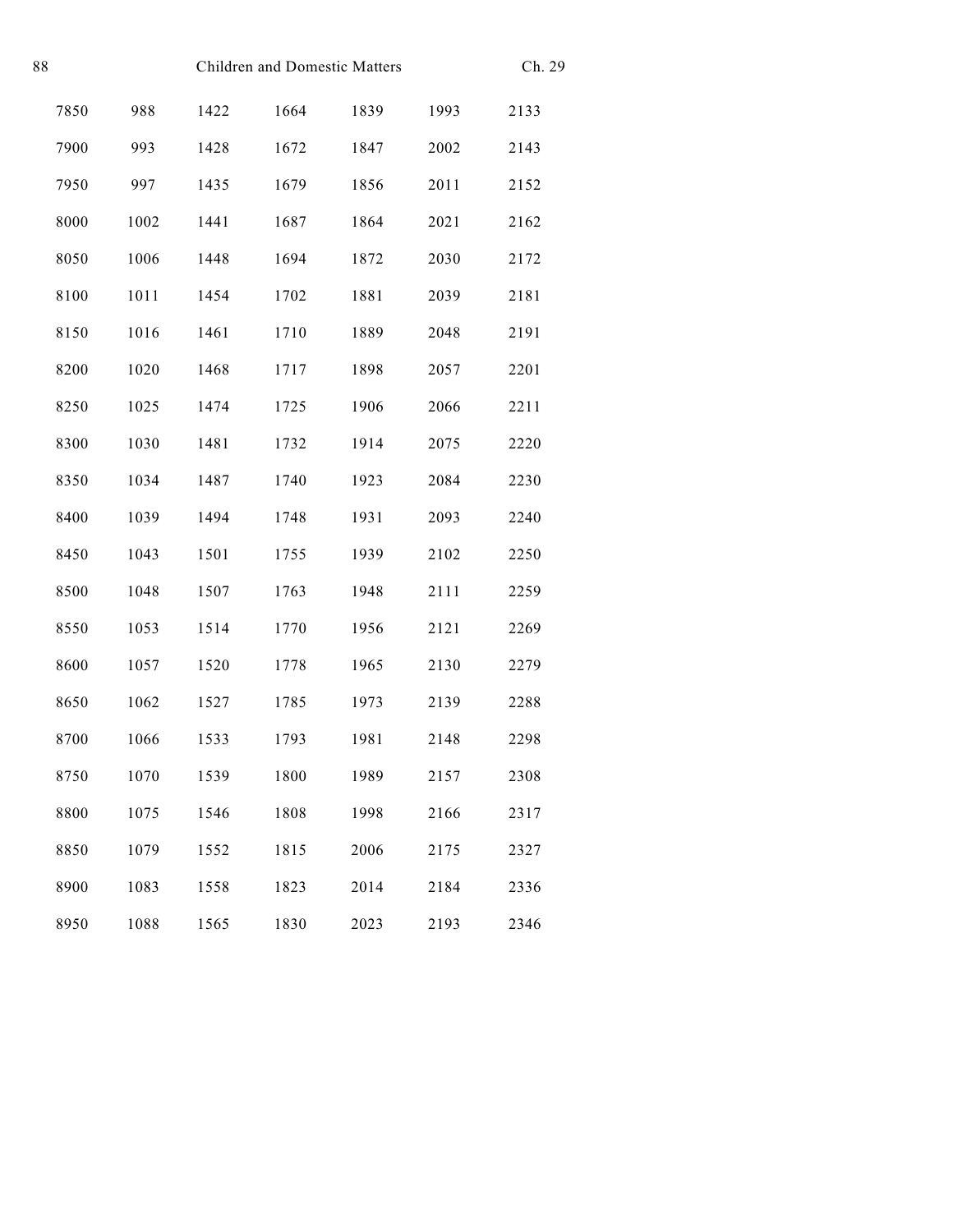| | | | | | | |
|---|---|---|---|---|---|---|
| 7850 | 988 | 1422 | 1664 | 1839 | 1993 | 2133 |
| 7900 | 993 | 1428 | 1672 | 1847 | 2002 | 2143 |
| 7950 | 997 | 1435 | 1679 | 1856 | 2011 | 2152 |
| 8000 | 1002 | 1441 | 1687 | 1864 | 2021 | 2162 |
| 8050 | 1006 | 1448 | 1694 | 1872 | 2030 | 2172 |
| 8100 | 1011 | 1454 | 1702 | 1881 | 2039 | 2181 |
| 8150 | 1016 | 1461 | 1710 | 1889 | 2048 | 2191 |
| 8200 | 1020 | 1468 | 1717 | 1898 | 2057 | 2201 |
| 8250 | 1025 | 1474 | 1725 | 1906 | 2066 | 2211 |
| 8300 | 1030 | 1481 | 1732 | 1914 | 2075 | 2220 |
| 8350 | 1034 | 1487 | 1740 | 1923 | 2084 | 2230 |
| 8400 | 1039 | 1494 | 1748 | 1931 | 2093 | 2240 |
| 8450 | 1043 | 1501 | 1755 | 1939 | 2102 | 2250 |
| 8500 | 1048 | 1507 | 1763 | 1948 | 2111 | 2259 |
| 8550 | 1053 | 1514 | 1770 | 1956 | 2121 | 2269 |
| 8600 | 1057 | 1520 | 1778 | 1965 | 2130 | 2279 |
| 8650 | 1062 | 1527 | 1785 | 1973 | 2139 | 2288 |
| 8700 | 1066 | 1533 | 1793 | 1981 | 2148 | 2298 |
| 8750 | 1070 | 1539 | 1800 | 1989 | 2157 | 2308 |
| 8800 | 1075 | 1546 | 1808 | 1998 | 2166 | 2317 |
| 8850 | 1079 | 1552 | 1815 | 2006 | 2175 | 2327 |
| 8900 | 1083 | 1558 | 1823 | 2014 | 2184 | 2336 |
| 8950 | 1088 | 1565 | 1830 | 2023 | 2193 | 2346 |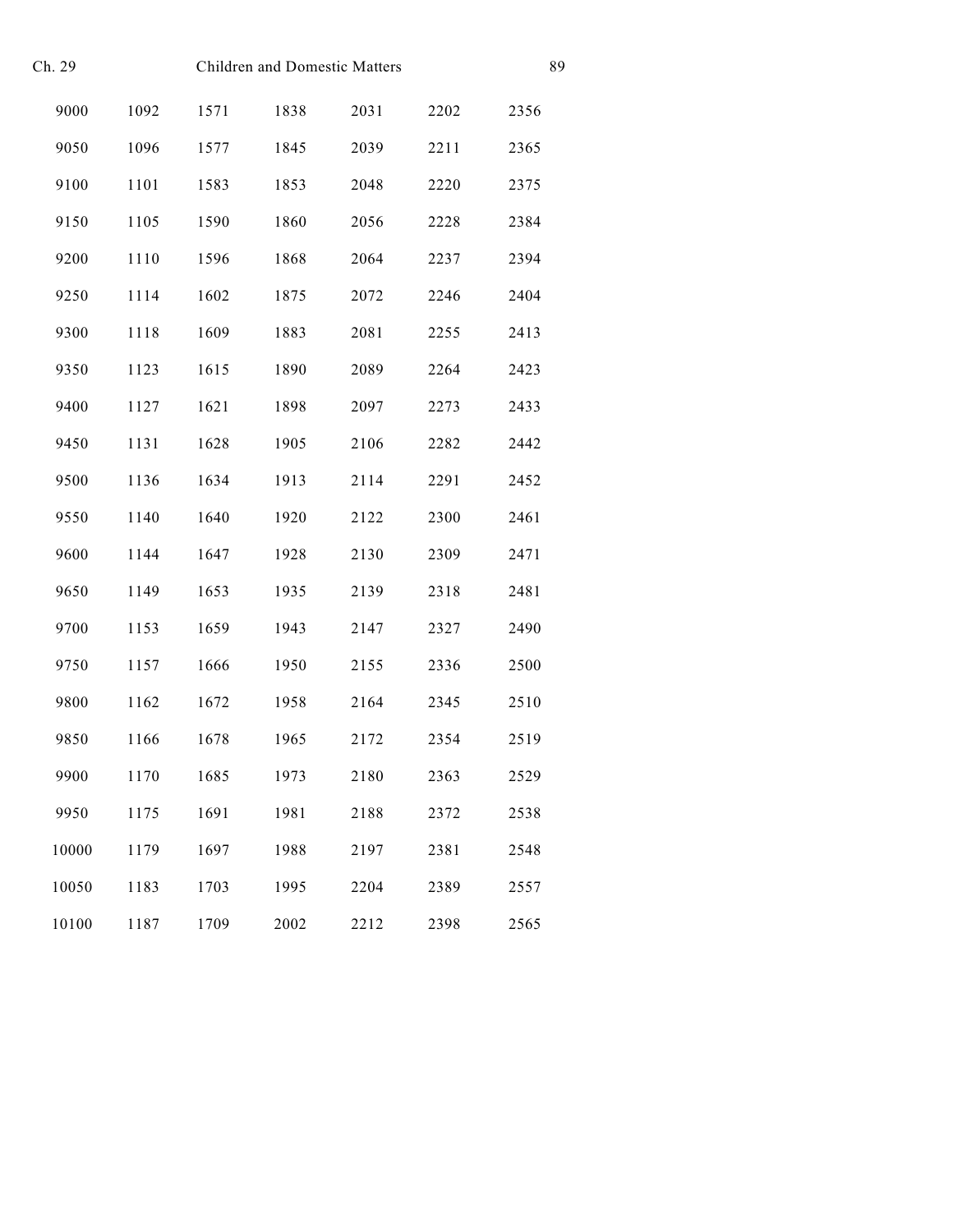| | | | | | | |
|---|---|---|---|---|---|---|
| 9000 | 1092 | 1571 | 1838 | 2031 | 2202 | 2356 |
| 9050 | 1096 | 1577 | 1845 | 2039 | 2211 | 2365 |
| 9100 | 1101 | 1583 | 1853 | 2048 | 2220 | 2375 |
| 9150 | 1105 | 1590 | 1860 | 2056 | 2228 | 2384 |
| 9200 | 1110 | 1596 | 1868 | 2064 | 2237 | 2394 |
| 9250 | 1114 | 1602 | 1875 | 2072 | 2246 | 2404 |
| 9300 | 1118 | 1609 | 1883 | 2081 | 2255 | 2413 |
| 9350 | 1123 | 1615 | 1890 | 2089 | 2264 | 2423 |
| 9400 | 1127 | 1621 | 1898 | 2097 | 2273 | 2433 |
| 9450 | 1131 | 1628 | 1905 | 2106 | 2282 | 2442 |
| 9500 | 1136 | 1634 | 1913 | 2114 | 2291 | 2452 |
| 9550 | 1140 | 1640 | 1920 | 2122 | 2300 | 2461 |
| 9600 | 1144 | 1647 | 1928 | 2130 | 2309 | 2471 |
| 9650 | 1149 | 1653 | 1935 | 2139 | 2318 | 2481 |
| 9700 | 1153 | 1659 | 1943 | 2147 | 2327 | 2490 |
| 9750 | 1157 | 1666 | 1950 | 2155 | 2336 | 2500 |
| 9800 | 1162 | 1672 | 1958 | 2164 | 2345 | 2510 |
| 9850 | 1166 | 1678 | 1965 | 2172 | 2354 | 2519 |
| 9900 | 1170 | 1685 | 1973 | 2180 | 2363 | 2529 |
| 9950 | 1175 | 1691 | 1981 | 2188 | 2372 | 2538 |
| 10000 | 1179 | 1697 | 1988 | 2197 | 2381 | 2548 |
| 10050 | 1183 | 1703 | 1995 | 2204 | 2389 | 2557 |
| 10100 | 1187 | 1709 | 2002 | 2212 | 2398 | 2565 |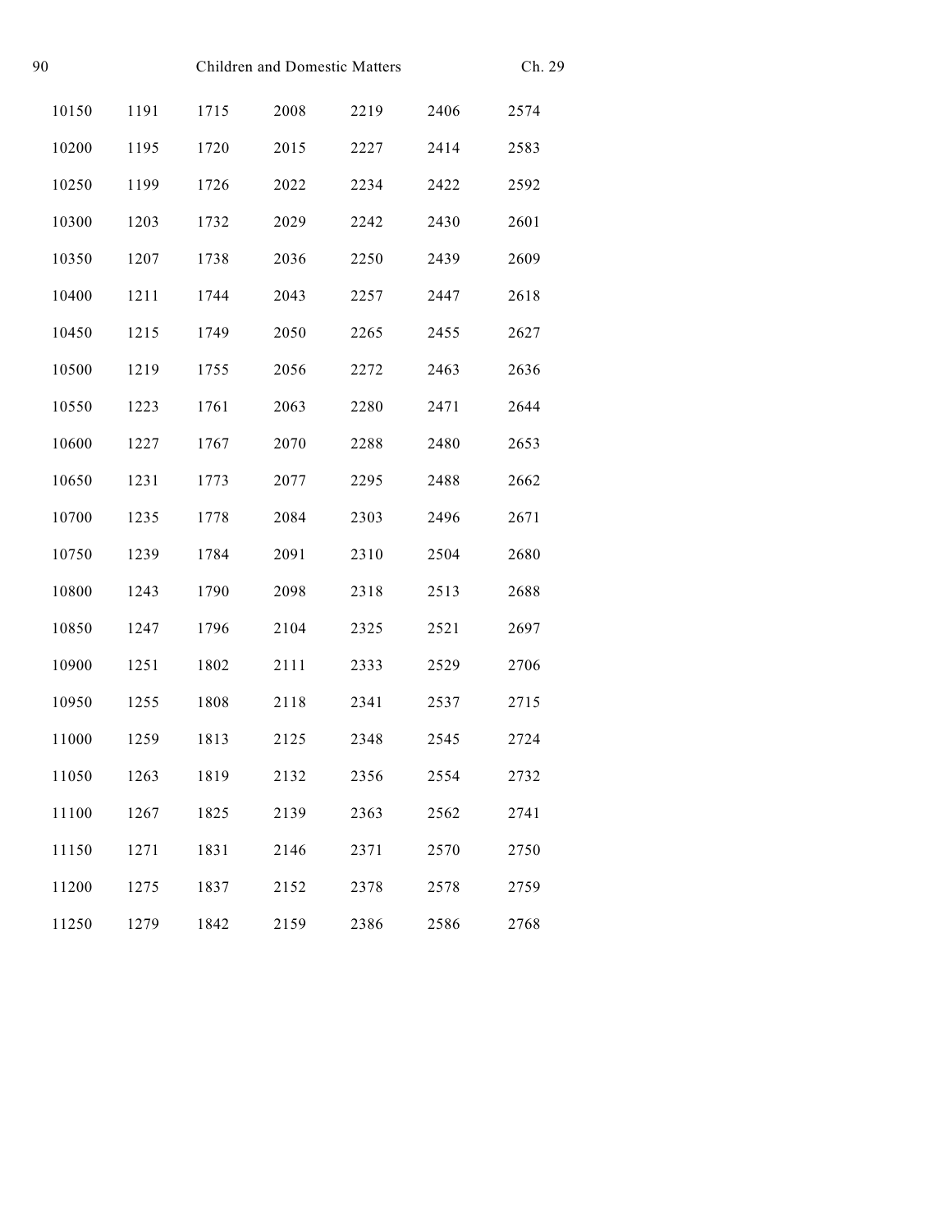| | | | | | | |
|---|---|---|---|---|---|---|
| 10150 | 1191 | 1715 | 2008 | 2219 | 2406 | 2574 |
| 10200 | 1195 | 1720 | 2015 | 2227 | 2414 | 2583 |
| 10250 | 1199 | 1726 | 2022 | 2234 | 2422 | 2592 |
| 10300 | 1203 | 1732 | 2029 | 2242 | 2430 | 2601 |
| 10350 | 1207 | 1738 | 2036 | 2250 | 2439 | 2609 |
| 10400 | 1211 | 1744 | 2043 | 2257 | 2447 | 2618 |
| 10450 | 1215 | 1749 | 2050 | 2265 | 2455 | 2627 |
| 10500 | 1219 | 1755 | 2056 | 2272 | 2463 | 2636 |
| 10550 | 1223 | 1761 | 2063 | 2280 | 2471 | 2644 |
| 10600 | 1227 | 1767 | 2070 | 2288 | 2480 | 2653 |
| 10650 | 1231 | 1773 | 2077 | 2295 | 2488 | 2662 |
| 10700 | 1235 | 1778 | 2084 | 2303 | 2496 | 2671 |
| 10750 | 1239 | 1784 | 2091 | 2310 | 2504 | 2680 |
| 10800 | 1243 | 1790 | 2098 | 2318 | 2513 | 2688 |
| 10850 | 1247 | 1796 | 2104 | 2325 | 2521 | 2697 |
| 10900 | 1251 | 1802 | 2111 | 2333 | 2529 | 2706 |
| 10950 | 1255 | 1808 | 2118 | 2341 | 2537 | 2715 |
| 11000 | 1259 | 1813 | 2125 | 2348 | 2545 | 2724 |
| 11050 | 1263 | 1819 | 2132 | 2356 | 2554 | 2732 |
| 11100 | 1267 | 1825 | 2139 | 2363 | 2562 | 2741 |
| 11150 | 1271 | 1831 | 2146 | 2371 | 2570 | 2750 |
| 11200 | 1275 | 1837 | 2152 | 2378 | 2578 | 2759 |
| 11250 | 1279 | 1842 | 2159 | 2386 | 2586 | 2768 |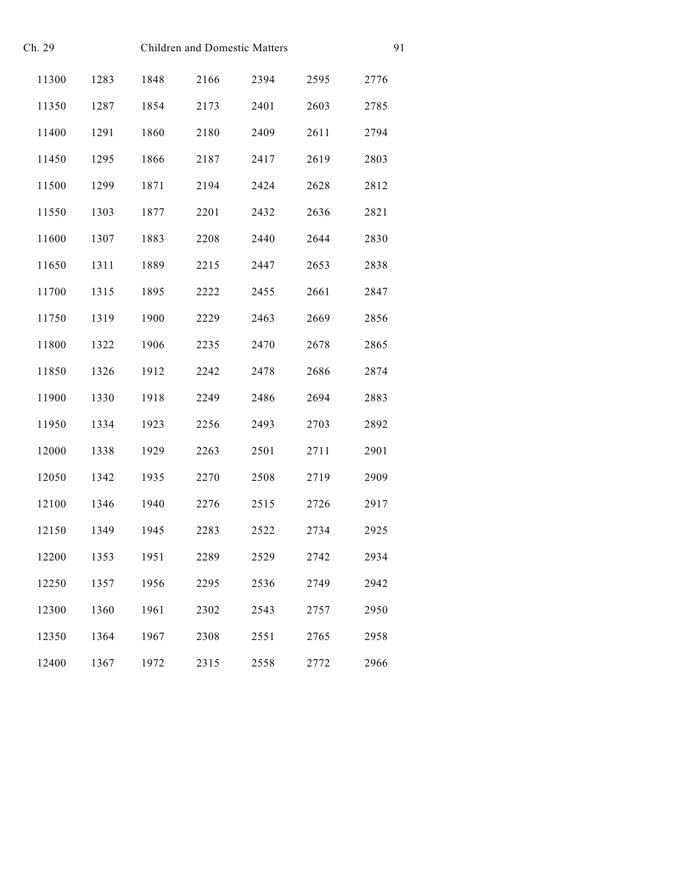| | | | | | | |
|---|---|---|---|---|---|---|
| 11300 | 1283 | 1848 | 2166 | 2394 | 2595 | 2776 |
| 11350 | 1287 | 1854 | 2173 | 2401 | 2603 | 2785 |
| 11400 | 1291 | 1860 | 2180 | 2409 | 2611 | 2794 |
| 11450 | 1295 | 1866 | 2187 | 2417 | 2619 | 2803 |
| 11500 | 1299 | 1871 | 2194 | 2424 | 2628 | 2812 |
| 11550 | 1303 | 1877 | 2201 | 2432 | 2636 | 2821 |
| 11600 | 1307 | 1883 | 2208 | 2440 | 2644 | 2830 |
| 11650 | 1311 | 1889 | 2215 | 2447 | 2653 | 2838 |
| 11700 | 1315 | 1895 | 2222 | 2455 | 2661 | 2847 |
| 11750 | 1319 | 1900 | 2229 | 2463 | 2669 | 2856 |
| 11800 | 1322 | 1906 | 2235 | 2470 | 2678 | 2865 |
| 11850 | 1326 | 1912 | 2242 | 2478 | 2686 | 2874 |
| 11900 | 1330 | 1918 | 2249 | 2486 | 2694 | 2883 |
| 11950 | 1334 | 1923 | 2256 | 2493 | 2703 | 2892 |
| 12000 | 1338 | 1929 | 2263 | 2501 | 2711 | 2901 |
| 12050 | 1342 | 1935 | 2270 | 2508 | 2719 | 2909 |
| 12100 | 1346 | 1940 | 2276 | 2515 | 2726 | 2917 |
| 12150 | 1349 | 1945 | 2283 | 2522 | 2734 | 2925 |
| 12200 | 1353 | 1951 | 2289 | 2529 | 2742 | 2934 |
| 12250 | 1357 | 1956 | 2295 | 2536 | 2749 | 2942 |
| 12300 | 1360 | 1961 | 2302 | 2543 | 2757 | 2950 |
| 12350 | 1364 | 1967 | 2308 | 2551 | 2765 | 2958 |
| 12400 | 1367 | 1972 | 2315 | 2558 | 2772 | 2966 |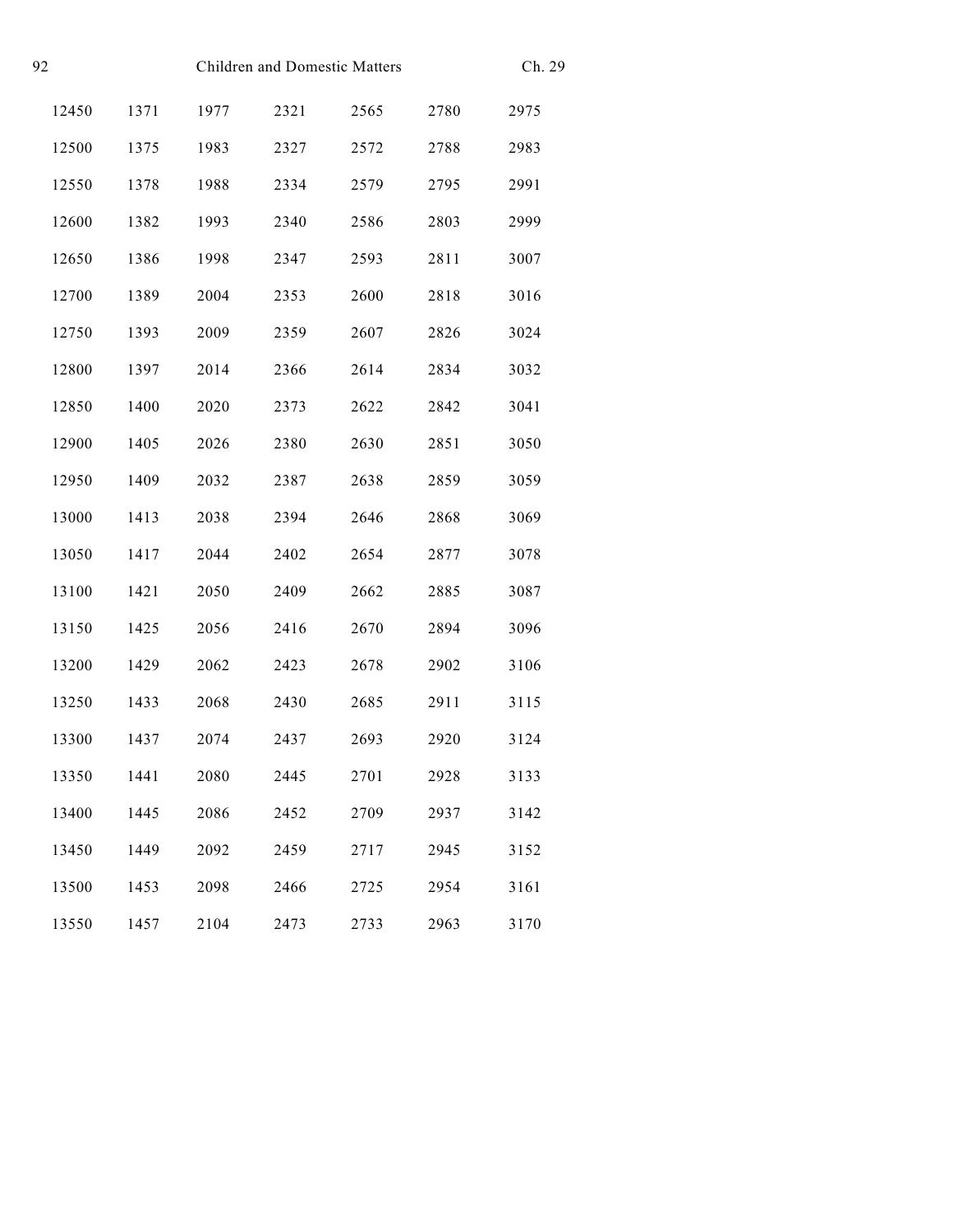| | | | | | | |
|---|---|---|---|---|---|---|
| 12450 | 1371 | 1977 | 2321 | 2565 | 2780 | 2975 |
| 12500 | 1375 | 1983 | 2327 | 2572 | 2788 | 2983 |
| 12550 | 1378 | 1988 | 2334 | 2579 | 2795 | 2991 |
| 12600 | 1382 | 1993 | 2340 | 2586 | 2803 | 2999 |
| 12650 | 1386 | 1998 | 2347 | 2593 | 2811 | 3007 |
| 12700 | 1389 | 2004 | 2353 | 2600 | 2818 | 3016 |
| 12750 | 1393 | 2009 | 2359 | 2607 | 2826 | 3024 |
| 12800 | 1397 | 2014 | 2366 | 2614 | 2834 | 3032 |
| 12850 | 1400 | 2020 | 2373 | 2622 | 2842 | 3041 |
| 12900 | 1405 | 2026 | 2380 | 2630 | 2851 | 3050 |
| 12950 | 1409 | 2032 | 2387 | 2638 | 2859 | 3059 |
| 13000 | 1413 | 2038 | 2394 | 2646 | 2868 | 3069 |
| 13050 | 1417 | 2044 | 2402 | 2654 | 2877 | 3078 |
| 13100 | 1421 | 2050 | 2409 | 2662 | 2885 | 3087 |
| 13150 | 1425 | 2056 | 2416 | 2670 | 2894 | 3096 |
| 13200 | 1429 | 2062 | 2423 | 2678 | 2902 | 3106 |
| 13250 | 1433 | 2068 | 2430 | 2685 | 2911 | 3115 |
| 13300 | 1437 | 2074 | 2437 | 2693 | 2920 | 3124 |
| 13350 | 1441 | 2080 | 2445 | 2701 | 2928 | 3133 |
| 13400 | 1445 | 2086 | 2452 | 2709 | 2937 | 3142 |
| 13450 | 1449 | 2092 | 2459 | 2717 | 2945 | 3152 |
| 13500 | 1453 | 2098 | 2466 | 2725 | 2954 | 3161 |
| 13550 | 1457 | 2104 | 2473 | 2733 | 2963 | 3170 |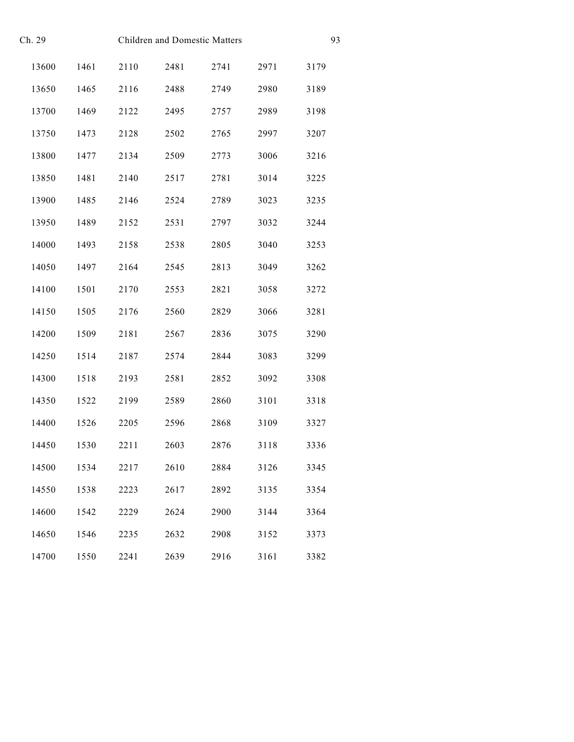| | | | | | | |
|---|---|---|---|---|---|---|
| 13600 | 1461 | 2110 | 2481 | 2741 | 2971 | 3179 |
| 13650 | 1465 | 2116 | 2488 | 2749 | 2980 | 3189 |
| 13700 | 1469 | 2122 | 2495 | 2757 | 2989 | 3198 |
| 13750 | 1473 | 2128 | 2502 | 2765 | 2997 | 3207 |
| 13800 | 1477 | 2134 | 2509 | 2773 | 3006 | 3216 |
| 13850 | 1481 | 2140 | 2517 | 2781 | 3014 | 3225 |
| 13900 | 1485 | 2146 | 2524 | 2789 | 3023 | 3235 |
| 13950 | 1489 | 2152 | 2531 | 2797 | 3032 | 3244 |
| 14000 | 1493 | 2158 | 2538 | 2805 | 3040 | 3253 |
| 14050 | 1497 | 2164 | 2545 | 2813 | 3049 | 3262 |
| 14100 | 1501 | 2170 | 2553 | 2821 | 3058 | 3272 |
| 14150 | 1505 | 2176 | 2560 | 2829 | 3066 | 3281 |
| 14200 | 1509 | 2181 | 2567 | 2836 | 3075 | 3290 |
| 14250 | 1514 | 2187 | 2574 | 2844 | 3083 | 3299 |
| 14300 | 1518 | 2193 | 2581 | 2852 | 3092 | 3308 |
| 14350 | 1522 | 2199 | 2589 | 2860 | 3101 | 3318 |
| 14400 | 1526 | 2205 | 2596 | 2868 | 3109 | 3327 |
| 14450 | 1530 | 2211 | 2603 | 2876 | 3118 | 3336 |
| 14500 | 1534 | 2217 | 2610 | 2884 | 3126 | 3345 |
| 14550 | 1538 | 2223 | 2617 | 2892 | 3135 | 3354 |
| 14600 | 1542 | 2229 | 2624 | 2900 | 3144 | 3364 |
| 14650 | 1546 | 2235 | 2632 | 2908 | 3152 | 3373 |
| 14700 | 1550 | 2241 | 2639 | 2916 | 3161 | 3382 |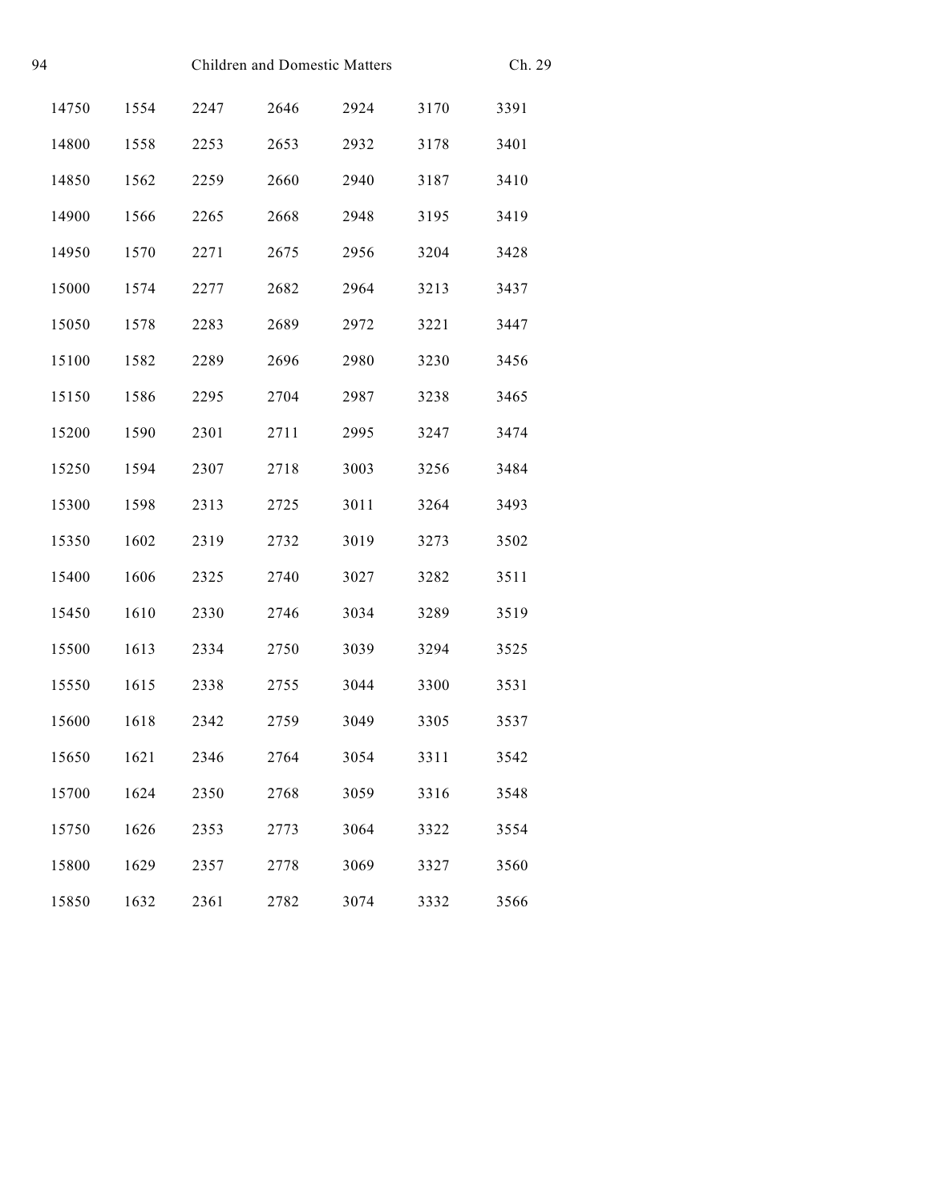| | | | | | | |
|---|---|---|---|---|---|---|
| 14750 | 1554 | 2247 | 2646 | 2924 | 3170 | 3391 |
| 14800 | 1558 | 2253 | 2653 | 2932 | 3178 | 3401 |
| 14850 | 1562 | 2259 | 2660 | 2940 | 3187 | 3410 |
| 14900 | 1566 | 2265 | 2668 | 2948 | 3195 | 3419 |
| 14950 | 1570 | 2271 | 2675 | 2956 | 3204 | 3428 |
| 15000 | 1574 | 2277 | 2682 | 2964 | 3213 | 3437 |
| 15050 | 1578 | 2283 | 2689 | 2972 | 3221 | 3447 |
| 15100 | 1582 | 2289 | 2696 | 2980 | 3230 | 3456 |
| 15150 | 1586 | 2295 | 2704 | 2987 | 3238 | 3465 |
| 15200 | 1590 | 2301 | 2711 | 2995 | 3247 | 3474 |
| 15250 | 1594 | 2307 | 2718 | 3003 | 3256 | 3484 |
| 15300 | 1598 | 2313 | 2725 | 3011 | 3264 | 3493 |
| 15350 | 1602 | 2319 | 2732 | 3019 | 3273 | 3502 |
| 15400 | 1606 | 2325 | 2740 | 3027 | 3282 | 3511 |
| 15450 | 1610 | 2330 | 2746 | 3034 | 3289 | 3519 |
| 15500 | 1613 | 2334 | 2750 | 3039 | 3294 | 3525 |
| 15550 | 1615 | 2338 | 2755 | 3044 | 3300 | 3531 |
| 15600 | 1618 | 2342 | 2759 | 3049 | 3305 | 3537 |
| 15650 | 1621 | 2346 | 2764 | 3054 | 3311 | 3542 |
| 15700 | 1624 | 2350 | 2768 | 3059 | 3316 | 3548 |
| 15750 | 1626 | 2353 | 2773 | 3064 | 3322 | 3554 |
| 15800 | 1629 | 2357 | 2778 | 3069 | 3327 | 3560 |
| 15850 | 1632 | 2361 | 2782 | 3074 | 3332 | 3566 |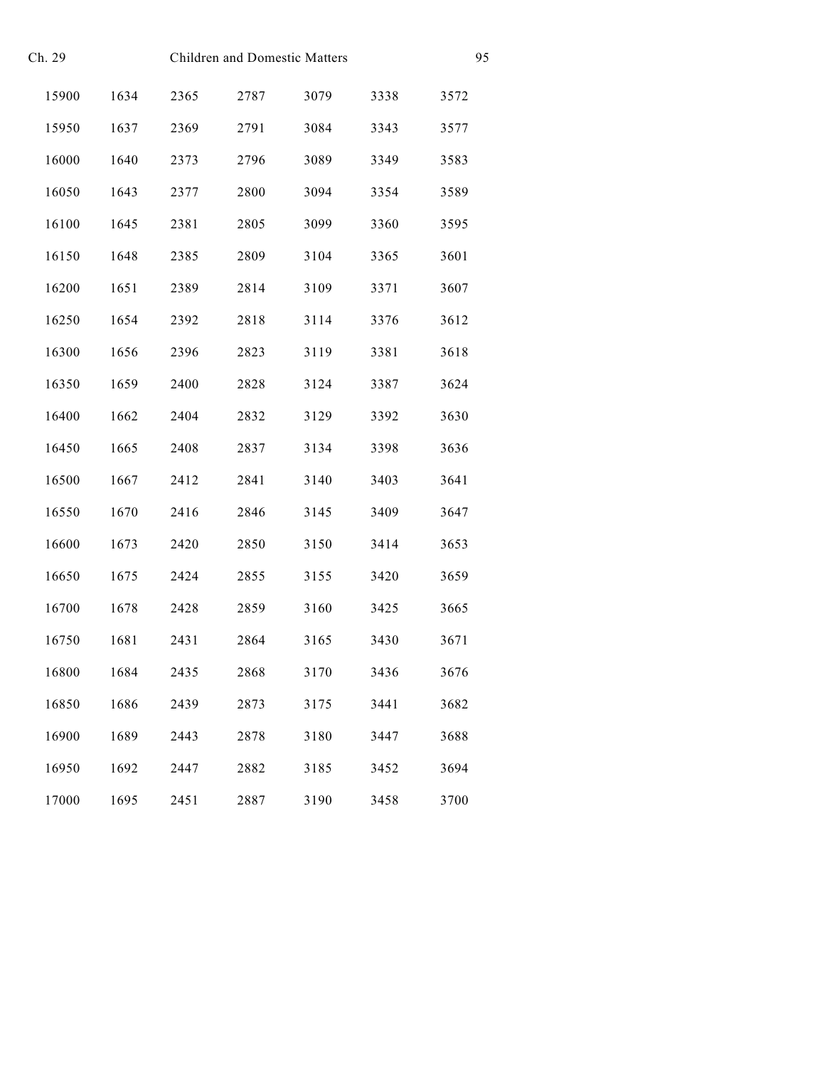| | | | | | | |
|---|---|---|---|---|---|---|
| 15900 | 1634 | 2365 | 2787 | 3079 | 3338 | 3572 |
| 15950 | 1637 | 2369 | 2791 | 3084 | 3343 | 3577 |
| 16000 | 1640 | 2373 | 2796 | 3089 | 3349 | 3583 |
| 16050 | 1643 | 2377 | 2800 | 3094 | 3354 | 3589 |
| 16100 | 1645 | 2381 | 2805 | 3099 | 3360 | 3595 |
| 16150 | 1648 | 2385 | 2809 | 3104 | 3365 | 3601 |
| 16200 | 1651 | 2389 | 2814 | 3109 | 3371 | 3607 |
| 16250 | 1654 | 2392 | 2818 | 3114 | 3376 | 3612 |
| 16300 | 1656 | 2396 | 2823 | 3119 | 3381 | 3618 |
| 16350 | 1659 | 2400 | 2828 | 3124 | 3387 | 3624 |
| 16400 | 1662 | 2404 | 2832 | 3129 | 3392 | 3630 |
| 16450 | 1665 | 2408 | 2837 | 3134 | 3398 | 3636 |
| 16500 | 1667 | 2412 | 2841 | 3140 | 3403 | 3641 |
| 16550 | 1670 | 2416 | 2846 | 3145 | 3409 | 3647 |
| 16600 | 1673 | 2420 | 2850 | 3150 | 3414 | 3653 |
| 16650 | 1675 | 2424 | 2855 | 3155 | 3420 | 3659 |
| 16700 | 1678 | 2428 | 2859 | 3160 | 3425 | 3665 |
| 16750 | 1681 | 2431 | 2864 | 3165 | 3430 | 3671 |
| 16800 | 1684 | 2435 | 2868 | 3170 | 3436 | 3676 |
| 16850 | 1686 | 2439 | 2873 | 3175 | 3441 | 3682 |
| 16900 | 1689 | 2443 | 2878 | 3180 | 3447 | 3688 |
| 16950 | 1692 | 2447 | 2882 | 3185 | 3452 | 3694 |
| 17000 | 1695 | 2451 | 2887 | 3190 | 3458 | 3700 |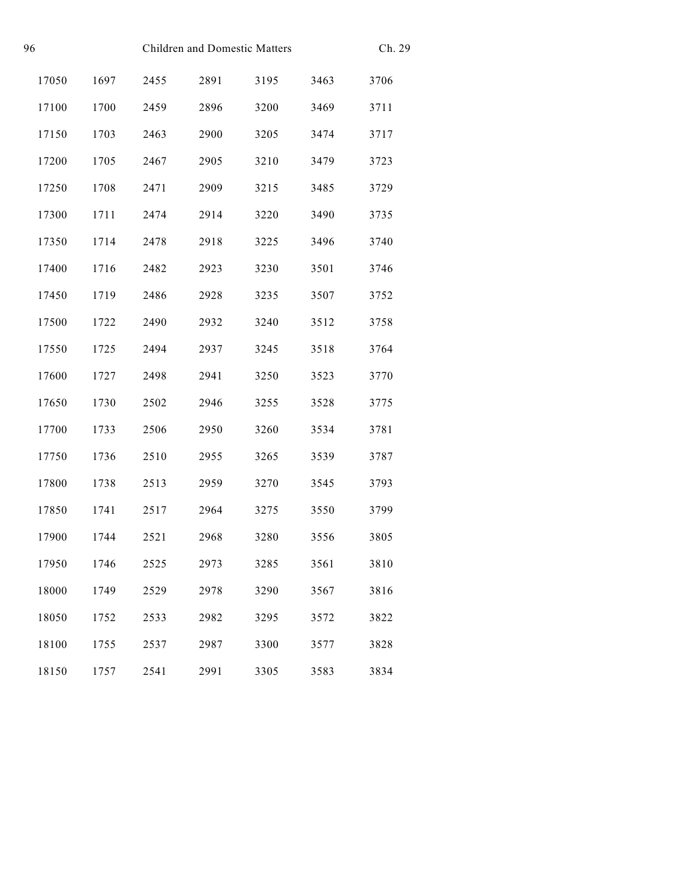| | | | | | | |
|---|---|---|---|---|---|---|
| 17050 | 1697 | 2455 | 2891 | 3195 | 3463 | 3706 |
| 17100 | 1700 | 2459 | 2896 | 3200 | 3469 | 3711 |
| 17150 | 1703 | 2463 | 2900 | 3205 | 3474 | 3717 |
| 17200 | 1705 | 2467 | 2905 | 3210 | 3479 | 3723 |
| 17250 | 1708 | 2471 | 2909 | 3215 | 3485 | 3729 |
| 17300 | 1711 | 2474 | 2914 | 3220 | 3490 | 3735 |
| 17350 | 1714 | 2478 | 2918 | 3225 | 3496 | 3740 |
| 17400 | 1716 | 2482 | 2923 | 3230 | 3501 | 3746 |
| 17450 | 1719 | 2486 | 2928 | 3235 | 3507 | 3752 |
| 17500 | 1722 | 2490 | 2932 | 3240 | 3512 | 3758 |
| 17550 | 1725 | 2494 | 2937 | 3245 | 3518 | 3764 |
| 17600 | 1727 | 2498 | 2941 | 3250 | 3523 | 3770 |
| 17650 | 1730 | 2502 | 2946 | 3255 | 3528 | 3775 |
| 17700 | 1733 | 2506 | 2950 | 3260 | 3534 | 3781 |
| 17750 | 1736 | 2510 | 2955 | 3265 | 3539 | 3787 |
| 17800 | 1738 | 2513 | 2959 | 3270 | 3545 | 3793 |
| 17850 | 1741 | 2517 | 2964 | 3275 | 3550 | 3799 |
| 17900 | 1744 | 2521 | 2968 | 3280 | 3556 | 3805 |
| 17950 | 1746 | 2525 | 2973 | 3285 | 3561 | 3810 |
| 18000 | 1749 | 2529 | 2978 | 3290 | 3567 | 3816 |
| 18050 | 1752 | 2533 | 2982 | 3295 | 3572 | 3822 |
| 18100 | 1755 | 2537 | 2987 | 3300 | 3577 | 3828 |
| 18150 | 1757 | 2541 | 2991 | 3305 | 3583 | 3834 |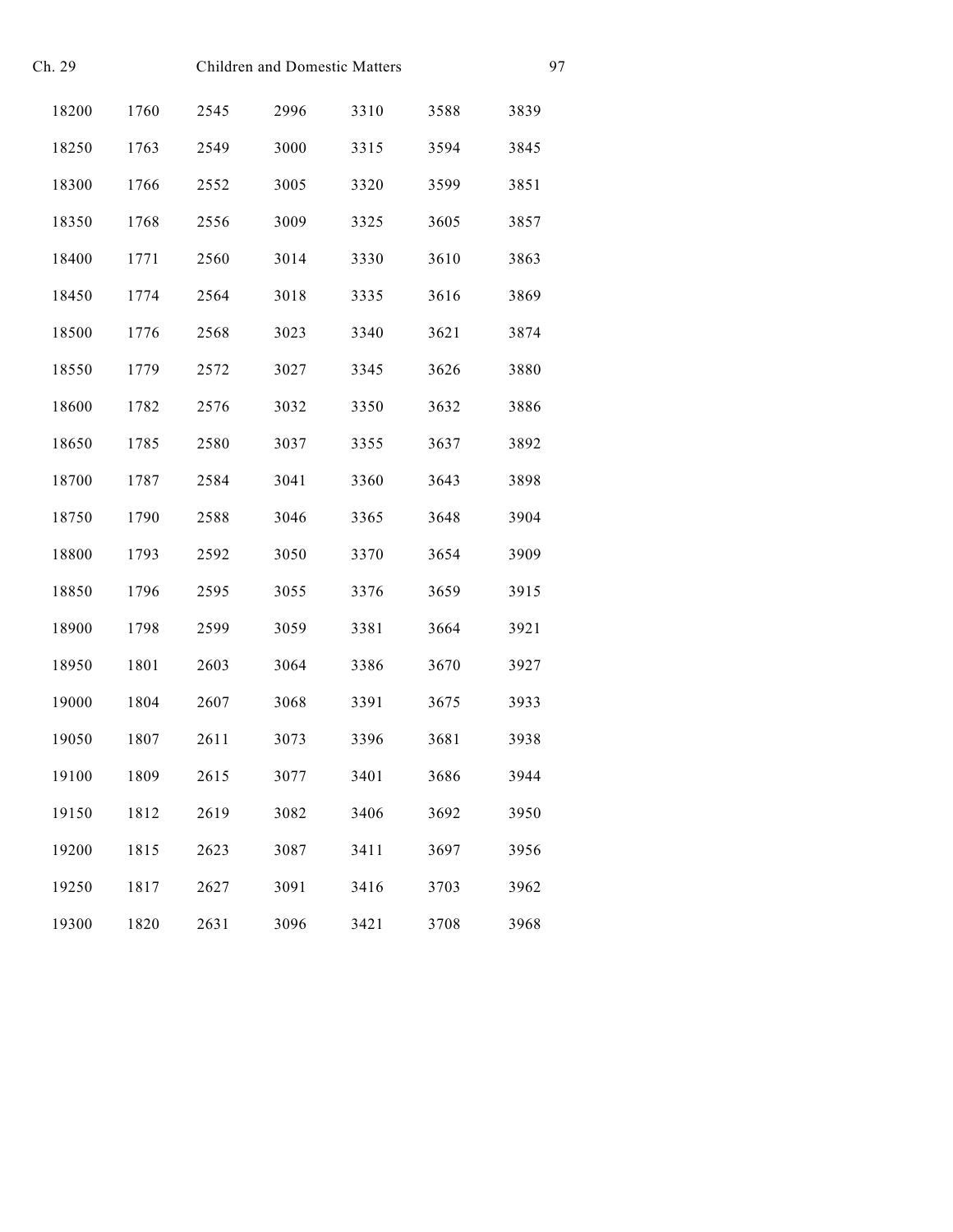| | | | | | | |
|---|---|---|---|---|---|---|
| 18200 | 1760 | 2545 | 2996 | 3310 | 3588 | 3839 |
| 18250 | 1763 | 2549 | 3000 | 3315 | 3594 | 3845 |
| 18300 | 1766 | 2552 | 3005 | 3320 | 3599 | 3851 |
| 18350 | 1768 | 2556 | 3009 | 3325 | 3605 | 3857 |
| 18400 | 1771 | 2560 | 3014 | 3330 | 3610 | 3863 |
| 18450 | 1774 | 2564 | 3018 | 3335 | 3616 | 3869 |
| 18500 | 1776 | 2568 | 3023 | 3340 | 3621 | 3874 |
| 18550 | 1779 | 2572 | 3027 | 3345 | 3626 | 3880 |
| 18600 | 1782 | 2576 | 3032 | 3350 | 3632 | 3886 |
| 18650 | 1785 | 2580 | 3037 | 3355 | 3637 | 3892 |
| 18700 | 1787 | 2584 | 3041 | 3360 | 3643 | 3898 |
| 18750 | 1790 | 2588 | 3046 | 3365 | 3648 | 3904 |
| 18800 | 1793 | 2592 | 3050 | 3370 | 3654 | 3909 |
| 18850 | 1796 | 2595 | 3055 | 3376 | 3659 | 3915 |
| 18900 | 1798 | 2599 | 3059 | 3381 | 3664 | 3921 |
| 18950 | 1801 | 2603 | 3064 | 3386 | 3670 | 3927 |
| 19000 | 1804 | 2607 | 3068 | 3391 | 3675 | 3933 |
| 19050 | 1807 | 2611 | 3073 | 3396 | 3681 | 3938 |
| 19100 | 1809 | 2615 | 3077 | 3401 | 3686 | 3944 |
| 19150 | 1812 | 2619 | 3082 | 3406 | 3692 | 3950 |
| 19200 | 1815 | 2623 | 3087 | 3411 | 3697 | 3956 |
| 19250 | 1817 | 2627 | 3091 | 3416 | 3703 | 3962 |
| 19300 | 1820 | 2631 | 3096 | 3421 | 3708 | 3968 |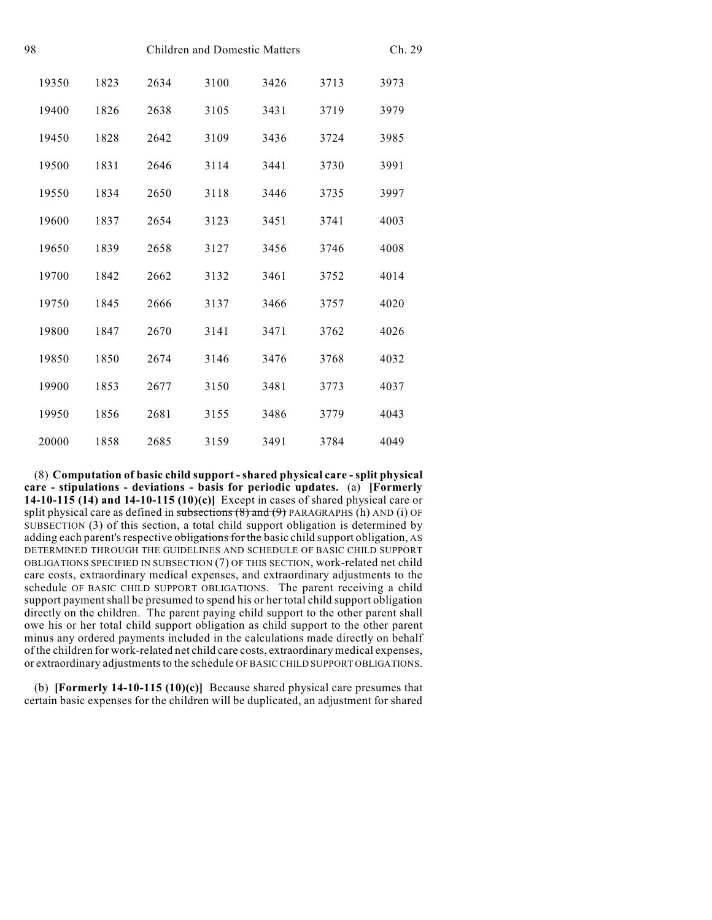| | | | | | | |
|---|---|---|---|---|---|---|
| 19350 | 1823 | 2634 | 3100 | 3426 | 3713 | 3973 |
| 19400 | 1826 | 2638 | 3105 | 3431 | 3719 | 3979 |
| 19450 | 1828 | 2642 | 3109 | 3436 | 3724 | 3985 |
| 19500 | 1831 | 2646 | 3114 | 3441 | 3730 | 3991 |
| 19550 | 1834 | 2650 | 3118 | 3446 | 3735 | 3997 |
| 19600 | 1837 | 2654 | 3123 | 3451 | 3741 | 4003 |
| 19650 | 1839 | 2658 | 3127 | 3456 | 3746 | 4008 |
| 19700 | 1842 | 2662 | 3132 | 3461 | 3752 | 4014 |
| 19750 | 1845 | 2666 | 3137 | 3466 | 3757 | 4020 |
| 19800 | 1847 | 2670 | 3141 | 3471 | 3762 | 4026 |
| 19850 | 1850 | 2674 | 3146 | 3476 | 3768 | 4032 |
| 19900 | 1853 | 2677 | 3150 | 3481 | 3773 | 4037 |
| 19950 | 1856 | 2681 | 3155 | 3486 | 3779 | 4043 |
| 20000 | 1858 | 2685 | 3159 | 3491 | 3784 | 4049 |

(8) **Computation of basic child support - shared physical care - split physical care - stipulations - deviations - basis for periodic updates.** (a) **[Formerly 14-10-115 (14) and 14-10-115 (10)(c)]** Except in cases of shared physical care or split physical care as defined in ~~subsections (8) and (9)~~ PARAGRAPHS (h) AND (i) OF SUBSECTION (3) of this section, a total child support obligation is determined by adding each parent's respective ~~obligations for the~~ basic child support obligation, AS DETERMINED THROUGH THE GUIDELINES AND SCHEDULE OF BASIC CHILD SUPPORT OBLIGATIONS SPECIFIED IN SUBSECTION (7) OF THIS SECTION, work-related net child care costs, extraordinary medical expenses, and extraordinary adjustments to the schedule OF BASIC CHILD SUPPORT OBLIGATIONS. The parent receiving a child support payment shall be presumed to spend his or her total child support obligation directly on the children. The parent paying child support to the other parent shall owe his or her total child support obligation as child support to the other parent minus any ordered payments included in the calculations made directly on behalf of the children for work-related net child care costs, extraordinary medical expenses, or extraordinary adjustments to the schedule OF BASIC CHILD SUPPORT OBLIGATIONS.

(b) **[Formerly 14-10-115 (10)(c)]** Because shared physical care presumes that certain basic expenses for the children will be duplicated, an adjustment for shared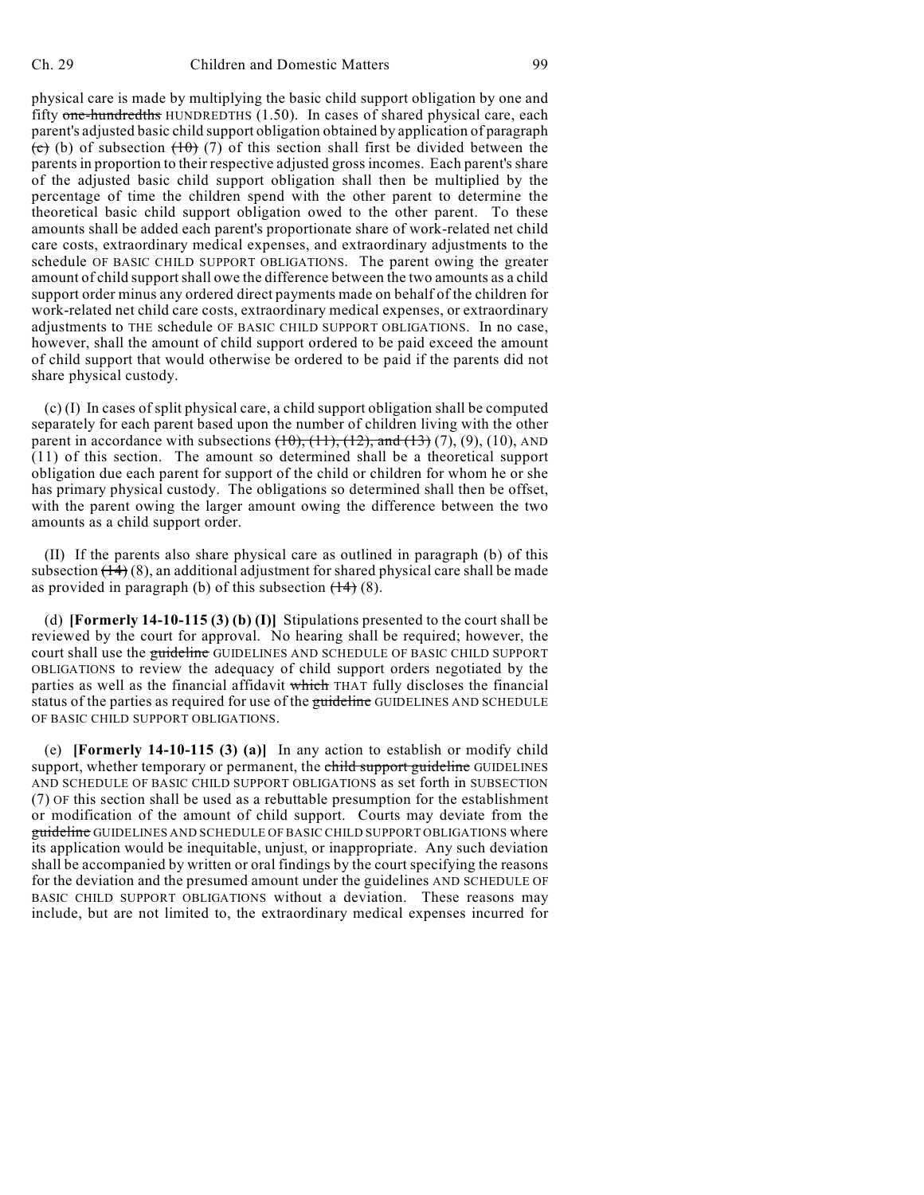physical care is made by multiplying the basic child support obligation by one and fifty ~~one-hundredths~~ HUNDREDTHS (1.50). In cases of shared physical care, each parent's adjusted basic child support obligation obtained by application of paragraph ~~(c)~~ (b) of subsection ~~(10)~~ (7) of this section shall first be divided between the parents in proportion to their respective adjusted gross incomes. Each parent's share of the adjusted basic child support obligation shall then be multiplied by the percentage of time the children spend with the other parent to determine the theoretical basic child support obligation owed to the other parent. To these amounts shall be added each parent's proportionate share of work-related net child care costs, extraordinary medical expenses, and extraordinary adjustments to the schedule OF BASIC CHILD SUPPORT OBLIGATIONS. The parent owing the greater amount of child support shall owe the difference between the two amounts as a child support order minus any ordered direct payments made on behalf of the children for work-related net child care costs, extraordinary medical expenses, or extraordinary adjustments to THE schedule OF BASIC CHILD SUPPORT OBLIGATIONS. In no case, however, shall the amount of child support ordered to be paid exceed the amount of child support that would otherwise be ordered to be paid if the parents did not share physical custody.

(c) (I) In cases of split physical care, a child support obligation shall be computed separately for each parent based upon the number of children living with the other parent in accordance with subsections ~~(10), (11), (12), and (13)~~ (7), (9), (10), AND (11) of this section. The amount so determined shall be a theoretical support obligation due each parent for support of the child or children for whom he or she has primary physical custody. The obligations so determined shall then be offset, with the parent owing the larger amount owing the difference between the two amounts as a child support order.

(II) If the parents also share physical care as outlined in paragraph (b) of this subsection ~~(14)~~ (8), an additional adjustment for shared physical care shall be made as provided in paragraph (b) of this subsection ~~(14)~~ (8).

(d) **[Formerly 14-10-115 (3) (b) (I)]** Stipulations presented to the court shall be reviewed by the court for approval. No hearing shall be required; however, the court shall use the ~~guideline~~ GUIDELINES AND SCHEDULE OF BASIC CHILD SUPPORT OBLIGATIONS to review the adequacy of child support orders negotiated by the parties as well as the financial affidavit ~~which~~ THAT fully discloses the financial status of the parties as required for use of the ~~guideline~~ GUIDELINES AND SCHEDULE OF BASIC CHILD SUPPORT OBLIGATIONS.

(e) **[Formerly 14-10-115 (3) (a)]** In any action to establish or modify child support, whether temporary or permanent, the ~~child support guideline~~ GUIDELINES AND SCHEDULE OF BASIC CHILD SUPPORT OBLIGATIONS as set forth in SUBSECTION (7) OF this section shall be used as a rebuttable presumption for the establishment or modification of the amount of child support. Courts may deviate from the ~~guideline~~ GUIDELINES AND SCHEDULE OF BASIC CHILD SUPPORT OBLIGATIONS where its application would be inequitable, unjust, or inappropriate. Any such deviation shall be accompanied by written or oral findings by the court specifying the reasons for the deviation and the presumed amount under the guidelines AND SCHEDULE OF BASIC CHILD SUPPORT OBLIGATIONS without a deviation. These reasons may include, but are not limited to, the extraordinary medical expenses incurred for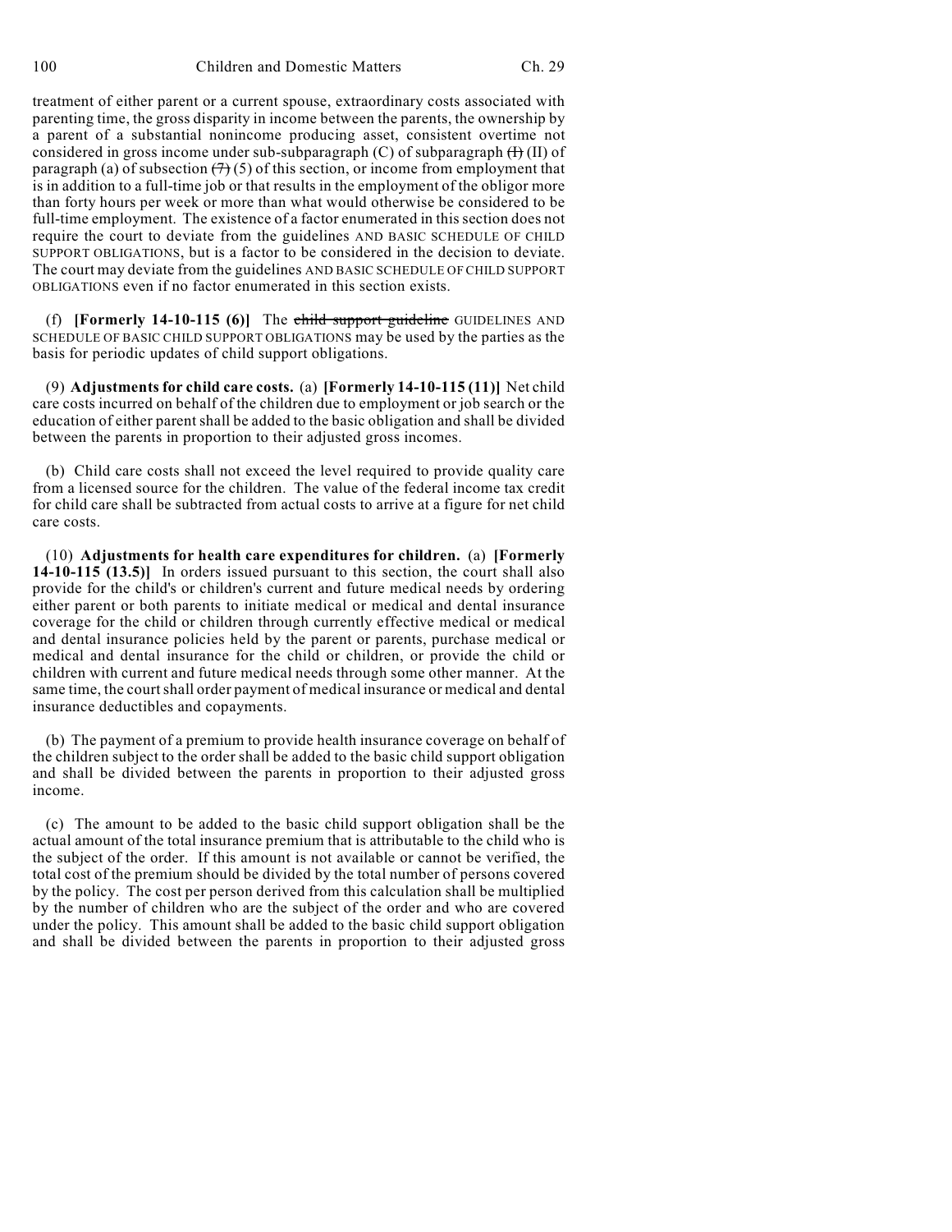treatment of either parent or a current spouse, extraordinary costs associated with parenting time, the gross disparity in income between the parents, the ownership by a parent of a substantial nonincome producing asset, consistent overtime not considered in gross income under sub-subparagraph (C) of subparagraph ~~(I)~~ (II) of paragraph (a) of subsection ~~(7)~~ (5) of this section, or income from employment that is in addition to a full-time job or that results in the employment of the obligor more than forty hours per week or more than what would otherwise be considered to be full-time employment. The existence of a factor enumerated in this section does not require the court to deviate from the guidelines AND BASIC SCHEDULE OF CHILD SUPPORT OBLIGATIONS, but is a factor to be considered in the decision to deviate. The court may deviate from the guidelines AND BASIC SCHEDULE OF CHILD SUPPORT OBLIGATIONS even if no factor enumerated in this section exists.

(f) **[Formerly 14-10-115 (6)]** The ~~child support guideline~~ GUIDELINES AND SCHEDULE OF BASIC CHILD SUPPORT OBLIGATIONS may be used by the parties as the basis for periodic updates of child support obligations.

(9) **Adjustments for child care costs.** (a) **[Formerly 14-10-115 (11)]** Net child care costs incurred on behalf of the children due to employment or job search or the education of either parent shall be added to the basic obligation and shall be divided between the parents in proportion to their adjusted gross incomes.

(b) Child care costs shall not exceed the level required to provide quality care from a licensed source for the children. The value of the federal income tax credit for child care shall be subtracted from actual costs to arrive at a figure for net child care costs.

(10) **Adjustments for health care expenditures for children.** (a) **[Formerly 14-10-115 (13.5)]** In orders issued pursuant to this section, the court shall also provide for the child's or children's current and future medical needs by ordering either parent or both parents to initiate medical or medical and dental insurance coverage for the child or children through currently effective medical or medical and dental insurance policies held by the parent or parents, purchase medical or medical and dental insurance for the child or children, or provide the child or children with current and future medical needs through some other manner. At the same time, the court shall order payment of medical insurance or medical and dental insurance deductibles and copayments.

(b) The payment of a premium to provide health insurance coverage on behalf of the children subject to the order shall be added to the basic child support obligation and shall be divided between the parents in proportion to their adjusted gross income.

(c) The amount to be added to the basic child support obligation shall be the actual amount of the total insurance premium that is attributable to the child who is the subject of the order. If this amount is not available or cannot be verified, the total cost of the premium should be divided by the total number of persons covered by the policy. The cost per person derived from this calculation shall be multiplied by the number of children who are the subject of the order and who are covered under the policy. This amount shall be added to the basic child support obligation and shall be divided between the parents in proportion to their adjusted gross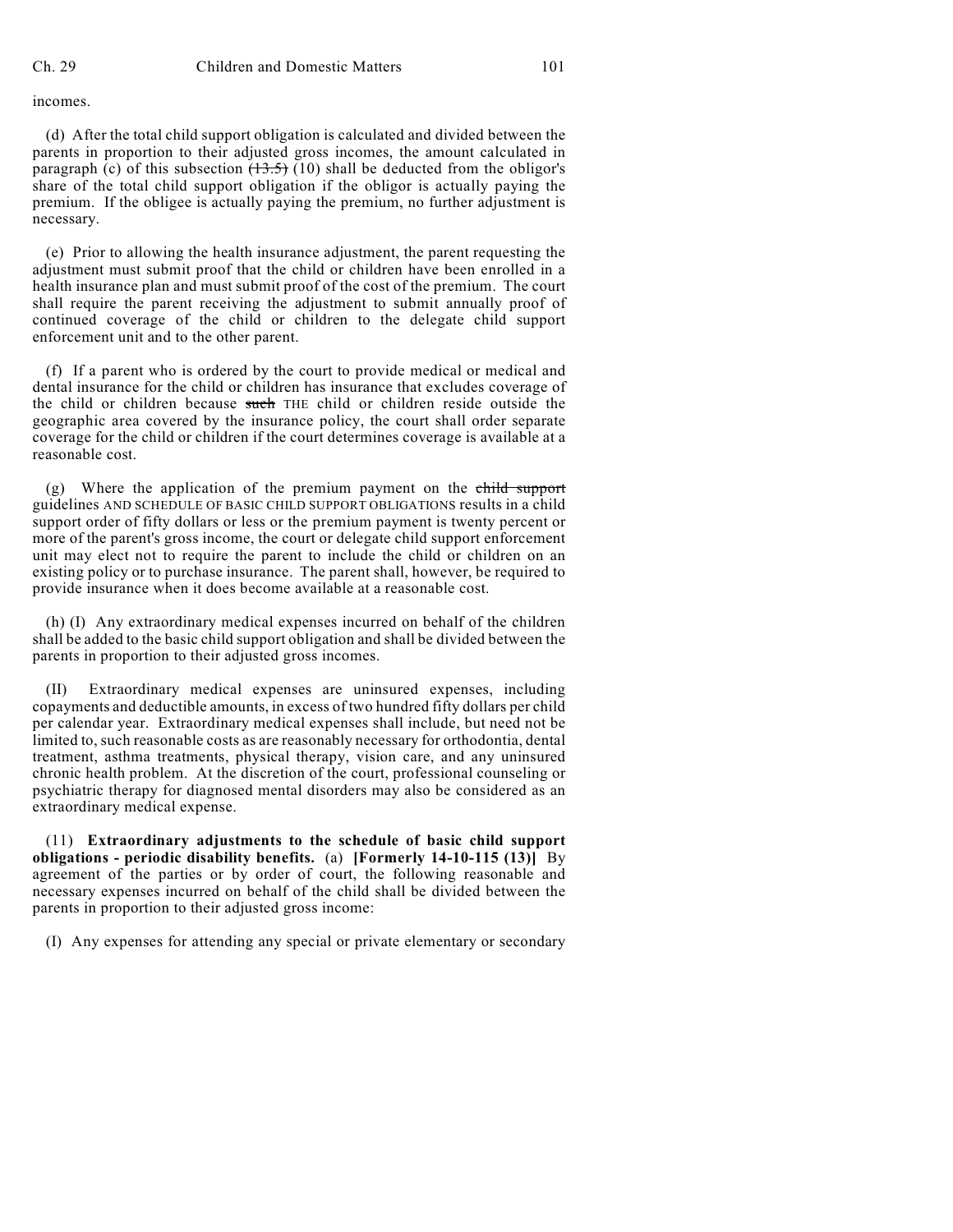incomes.

(d) After the total child support obligation is calculated and divided between the parents in proportion to their adjusted gross incomes, the amount calculated in paragraph (c) of this subsection ~~(13.5)~~ (10) shall be deducted from the obligor's share of the total child support obligation if the obligor is actually paying the premium. If the obligee is actually paying the premium, no further adjustment is necessary.

(e) Prior to allowing the health insurance adjustment, the parent requesting the adjustment must submit proof that the child or children have been enrolled in a health insurance plan and must submit proof of the cost of the premium. The court shall require the parent receiving the adjustment to submit annually proof of continued coverage of the child or children to the delegate child support enforcement unit and to the other parent.

(f) If a parent who is ordered by the court to provide medical or medical and dental insurance for the child or children has insurance that excludes coverage of the child or children because ~~such~~ THE child or children reside outside the geographic area covered by the insurance policy, the court shall order separate coverage for the child or children if the court determines coverage is available at a reasonable cost.

(g) Where the application of the premium payment on the ~~child support~~ guidelines AND SCHEDULE OF BASIC CHILD SUPPORT OBLIGATIONS results in a child support order of fifty dollars or less or the premium payment is twenty percent or more of the parent's gross income, the court or delegate child support enforcement unit may elect not to require the parent to include the child or children on an existing policy or to purchase insurance. The parent shall, however, be required to provide insurance when it does become available at a reasonable cost.

(h) (I) Any extraordinary medical expenses incurred on behalf of the children shall be added to the basic child support obligation and shall be divided between the parents in proportion to their adjusted gross incomes.

(II) Extraordinary medical expenses are uninsured expenses, including copayments and deductible amounts, in excess of two hundred fifty dollars per child per calendar year. Extraordinary medical expenses shall include, but need not be limited to, such reasonable costs as are reasonably necessary for orthodontia, dental treatment, asthma treatments, physical therapy, vision care, and any uninsured chronic health problem. At the discretion of the court, professional counseling or psychiatric therapy for diagnosed mental disorders may also be considered as an extraordinary medical expense.

(11) **Extraordinary adjustments to the schedule of basic child support obligations - periodic disability benefits.** (a) **[Formerly 14-10-115 (13)]** By agreement of the parties or by order of court, the following reasonable and necessary expenses incurred on behalf of the child shall be divided between the parents in proportion to their adjusted gross income:

(I) Any expenses for attending any special or private elementary or secondary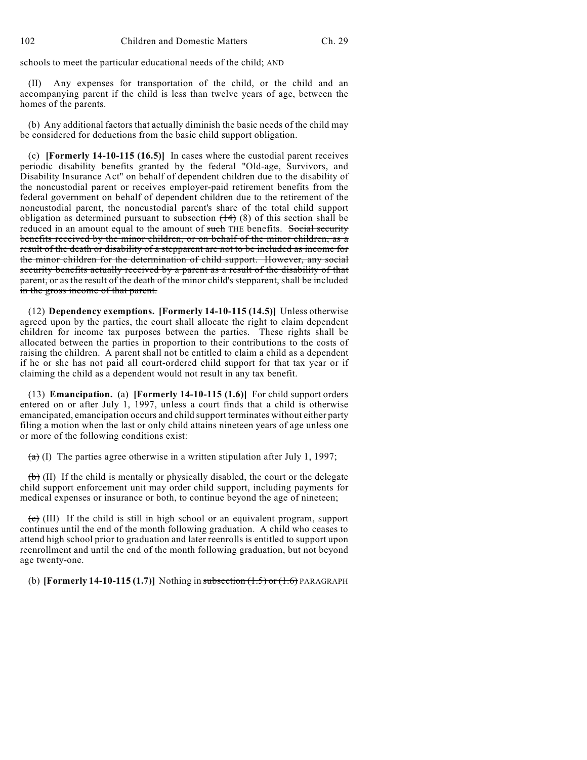schools to meet the particular educational needs of the child; AND

(II) Any expenses for transportation of the child, or the child and an accompanying parent if the child is less than twelve years of age, between the homes of the parents.

(b) Any additional factors that actually diminish the basic needs of the child may be considered for deductions from the basic child support obligation.

(c) **[Formerly 14-10-115 (16.5)]** In cases where the custodial parent receives periodic disability benefits granted by the federal "Old-age, Survivors, and Disability Insurance Act" on behalf of dependent children due to the disability of the noncustodial parent or receives employer-paid retirement benefits from the federal government on behalf of dependent children due to the retirement of the noncustodial parent, the noncustodial parent's share of the total child support obligation as determined pursuant to subsection ~~(14)~~ (8) of this section shall be reduced in an amount equal to the amount of ~~such~~ THE benefits. ~~Social security benefits received by the minor children, or on behalf of the minor children, as a result of the death or disability of a stepparent are not to be included as income for the minor children for the determination of child support. However, any social security benefits actually received by a parent as a result of the disability of that parent, or as the result of the death of the minor child's stepparent, shall be included in the gross income of that parent.~~

(12) **Dependency exemptions. [Formerly 14-10-115 (14.5)]** Unless otherwise agreed upon by the parties, the court shall allocate the right to claim dependent children for income tax purposes between the parties. These rights shall be allocated between the parties in proportion to their contributions to the costs of raising the children. A parent shall not be entitled to claim a child as a dependent if he or she has not paid all court-ordered child support for that tax year or if claiming the child as a dependent would not result in any tax benefit.

(13) **Emancipation.** (a) **[Formerly 14-10-115 (1.6)]** For child support orders entered on or after July 1, 1997, unless a court finds that a child is otherwise emancipated, emancipation occurs and child support terminates without either party filing a motion when the last or only child attains nineteen years of age unless one or more of the following conditions exist:

~~(a)~~ (I) The parties agree otherwise in a written stipulation after July 1, 1997;

~~(b)~~ (II) If the child is mentally or physically disabled, the court or the delegate child support enforcement unit may order child support, including payments for medical expenses or insurance or both, to continue beyond the age of nineteen;

~~(c)~~ (III) If the child is still in high school or an equivalent program, support continues until the end of the month following graduation. A child who ceases to attend high school prior to graduation and later reenrolls is entitled to support upon reenrollment and until the end of the month following graduation, but not beyond age twenty-one.

(b) **[Formerly 14-10-115 (1.7)]** Nothing in ~~subsection (1.5) or (1.6)~~ PARAGRAPH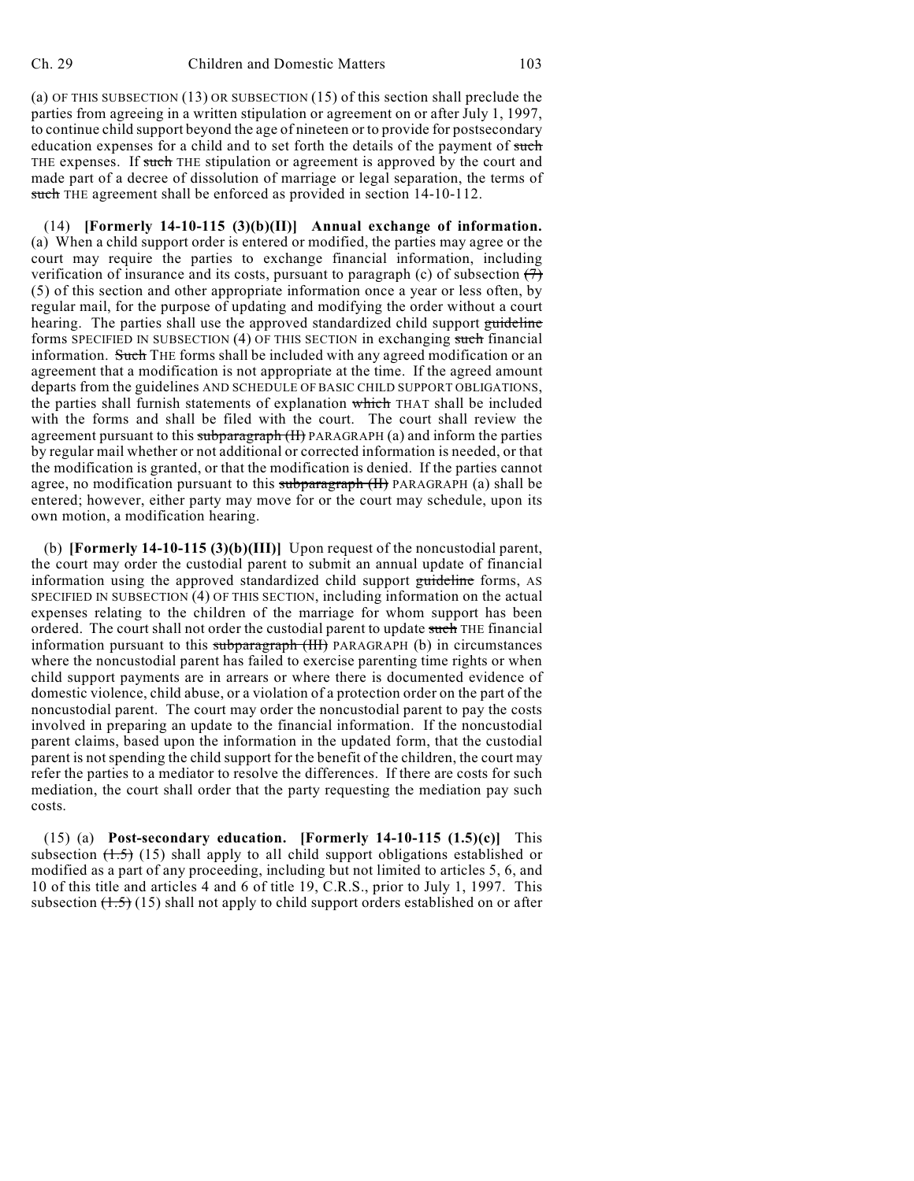(a) OF THIS SUBSECTION (13) OR SUBSECTION (15) of this section shall preclude the parties from agreeing in a written stipulation or agreement on or after July 1, 1997, to continue child support beyond the age of nineteen or to provide for postsecondary education expenses for a child and to set forth the details of the payment of ~~such~~ THE expenses. If ~~such~~ THE stipulation or agreement is approved by the court and made part of a decree of dissolution of marriage or legal separation, the terms of ~~such~~ THE agreement shall be enforced as provided in section 14-10-112.

(14) **[Formerly 14-10-115 (3)(b)(II)] Annual exchange of information.** (a) When a child support order is entered or modified, the parties may agree or the court may require the parties to exchange financial information, including verification of insurance and its costs, pursuant to paragraph (c) of subsection ~~(7)~~ (5) of this section and other appropriate information once a year or less often, by regular mail, for the purpose of updating and modifying the order without a court hearing. The parties shall use the approved standardized child support ~~guideline~~ forms SPECIFIED IN SUBSECTION (4) OF THIS SECTION in exchanging ~~such~~ financial information. ~~Such~~ THE forms shall be included with any agreed modification or an agreement that a modification is not appropriate at the time. If the agreed amount departs from the guidelines AND SCHEDULE OF BASIC CHILD SUPPORT OBLIGATIONS, the parties shall furnish statements of explanation ~~which~~ THAT shall be included with the forms and shall be filed with the court. The court shall review the agreement pursuant to this ~~subparagraph (II)~~ PARAGRAPH (a) and inform the parties by regular mail whether or not additional or corrected information is needed, or that the modification is granted, or that the modification is denied. If the parties cannot agree, no modification pursuant to this ~~subparagraph (II)~~ PARAGRAPH (a) shall be entered; however, either party may move for or the court may schedule, upon its own motion, a modification hearing.

(b) **[Formerly 14-10-115 (3)(b)(III)]** Upon request of the noncustodial parent, the court may order the custodial parent to submit an annual update of financial information using the approved standardized child support ~~guideline~~ forms, AS SPECIFIED IN SUBSECTION (4) OF THIS SECTION, including information on the actual expenses relating to the children of the marriage for whom support has been ordered. The court shall not order the custodial parent to update ~~such~~ THE financial information pursuant to this ~~subparagraph (III)~~ PARAGRAPH (b) in circumstances where the noncustodial parent has failed to exercise parenting time rights or when child support payments are in arrears or where there is documented evidence of domestic violence, child abuse, or a violation of a protection order on the part of the noncustodial parent. The court may order the noncustodial parent to pay the costs involved in preparing an update to the financial information. If the noncustodial parent claims, based upon the information in the updated form, that the custodial parent is not spending the child support for the benefit of the children, the court may refer the parties to a mediator to resolve the differences. If there are costs for such mediation, the court shall order that the party requesting the mediation pay such costs.

(15) (a) **Post-secondary education. [Formerly 14-10-115 (1.5)(c)]** This subsection ~~(1.5)~~ (15) shall apply to all child support obligations established or modified as a part of any proceeding, including but not limited to articles 5, 6, and 10 of this title and articles 4 and 6 of title 19, C.R.S., prior to July 1, 1997. This subsection ~~(1.5)~~ (15) shall not apply to child support orders established on or after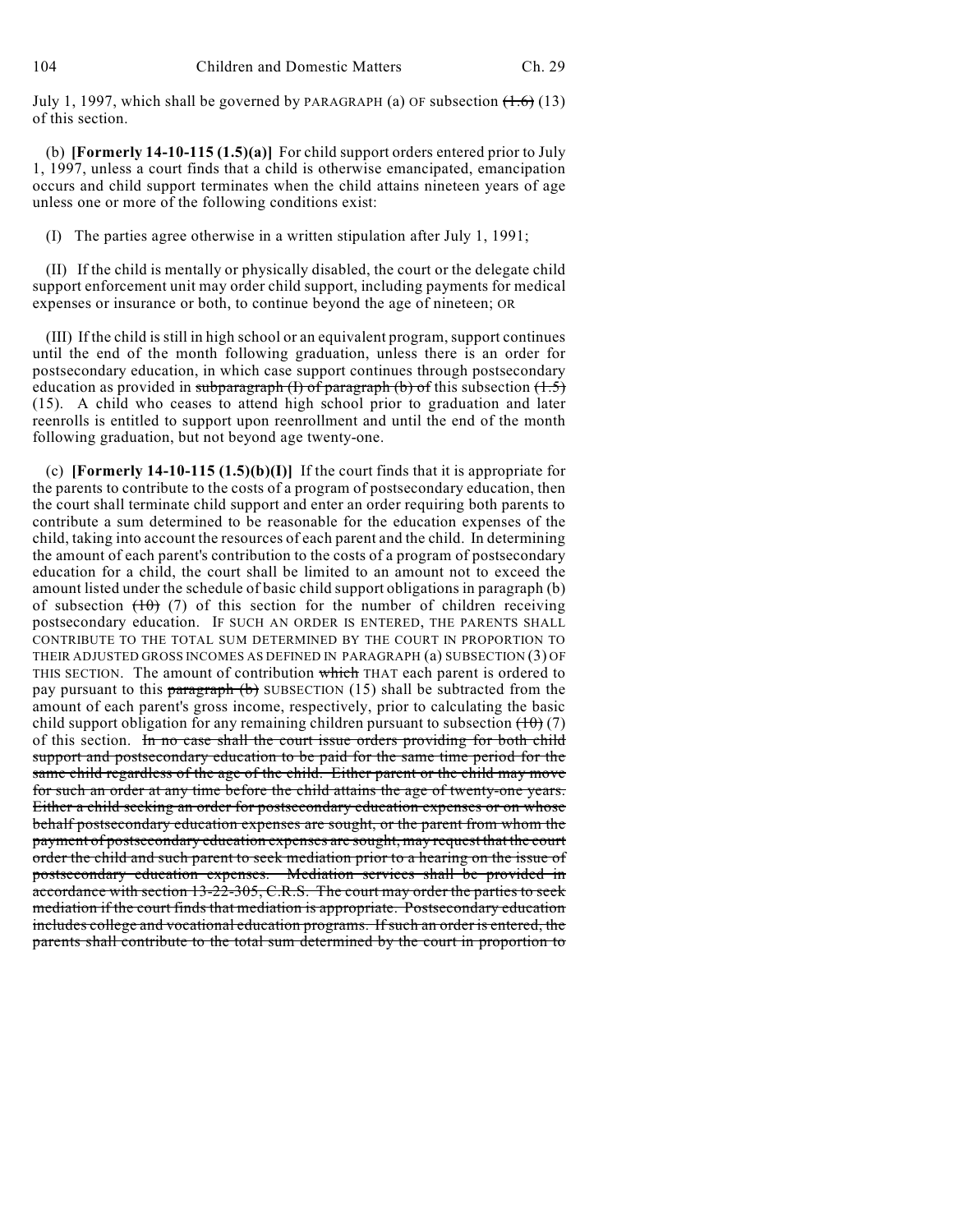July 1, 1997, which shall be governed by PARAGRAPH (a) OF subsection ~~(1.6)~~ (13) of this section.

(b) **[Formerly 14-10-115 (1.5)(a)]** For child support orders entered prior to July 1, 1997, unless a court finds that a child is otherwise emancipated, emancipation occurs and child support terminates when the child attains nineteen years of age unless one or more of the following conditions exist:

(I) The parties agree otherwise in a written stipulation after July 1, 1991;

(II) If the child is mentally or physically disabled, the court or the delegate child support enforcement unit may order child support, including payments for medical expenses or insurance or both, to continue beyond the age of nineteen; OR

(III) If the child is still in high school or an equivalent program, support continues until the end of the month following graduation, unless there is an order for postsecondary education, in which case support continues through postsecondary education as provided in ~~subparagraph (I) of paragraph (b) of~~ this subsection ~~(1.5)~~ (15). A child who ceases to attend high school prior to graduation and later reenrolls is entitled to support upon reenrollment and until the end of the month following graduation, but not beyond age twenty-one.

(c) **[Formerly 14-10-115 (1.5)(b)(I)]** If the court finds that it is appropriate for the parents to contribute to the costs of a program of postsecondary education, then the court shall terminate child support and enter an order requiring both parents to contribute a sum determined to be reasonable for the education expenses of the child, taking into account the resources of each parent and the child. In determining the amount of each parent's contribution to the costs of a program of postsecondary education for a child, the court shall be limited to an amount not to exceed the amount listed under the schedule of basic child support obligations in paragraph (b) of subsection ~~(10)~~ (7) of this section for the number of children receiving postsecondary education. IF SUCH AN ORDER IS ENTERED, THE PARENTS SHALL CONTRIBUTE TO THE TOTAL SUM DETERMINED BY THE COURT IN PROPORTION TO THEIR ADJUSTED GROSS INCOMES AS DEFINED IN PARAGRAPH (a) SUBSECTION (3) OF THIS SECTION. The amount of contribution ~~which~~ THAT each parent is ordered to pay pursuant to this ~~paragraph (b)~~ SUBSECTION (15) shall be subtracted from the amount of each parent's gross income, respectively, prior to calculating the basic child support obligation for any remaining children pursuant to subsection ~~(10)~~ (7) of this section. ~~In no case shall the court issue orders providing for both child support and postsecondary education to be paid for the same time period for the same child regardless of the age of the child. Either parent or the child may move for such an order at any time before the child attains the age of twenty-one years. Either a child seeking an order for postsecondary education expenses or on whose behalf postsecondary education expenses are sought, or the parent from whom the payment of postsecondary education expenses are sought, may request that the court order the child and such parent to seek mediation prior to a hearing on the issue of postsecondary education expenses. Mediation services shall be provided in accordance with section 13-22-305, C.R.S. The court may order the parties to seek mediation if the court finds that mediation is appropriate. Postsecondary education includes college and vocational education programs. If such an order is entered, the parents shall contribute to the total sum determined by the court in proportion to~~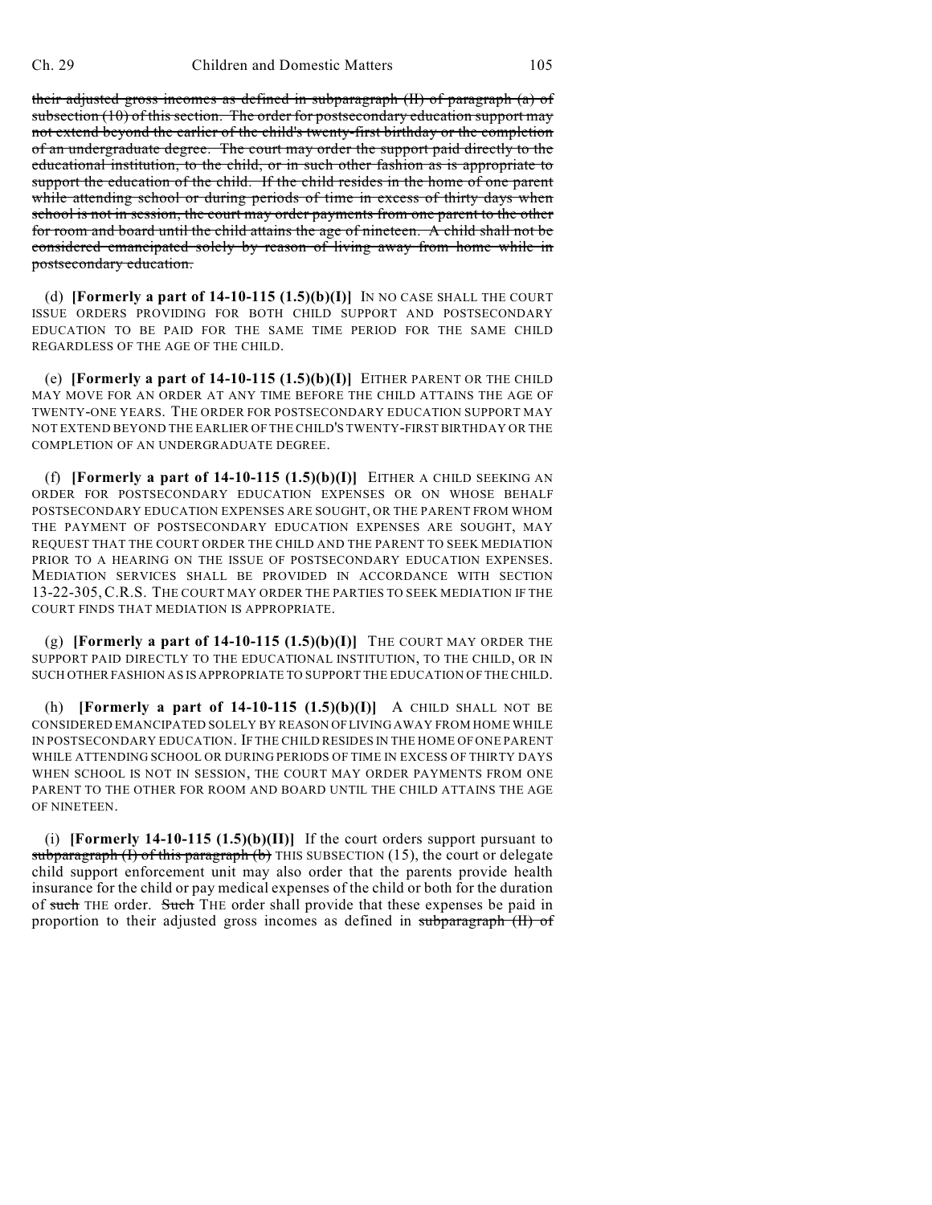~~their adjusted gross incomes as defined in subparagraph (II) of paragraph (a) of subsection (10) of this section. The order for postsecondary education support may not extend beyond the earlier of the child's twenty-first birthday or the completion of an undergraduate degree. The court may order the support paid directly to the educational institution, to the child, or in such other fashion as is appropriate to support the education of the child. If the child resides in the home of one parent while attending school or during periods of time in excess of thirty days when school is not in session, the court may order payments from one parent to the other for room and board until the child attains the age of nineteen. A child shall not be considered emancipated solely by reason of living away from home while in postsecondary education.~~

(d) **[Formerly a part of 14-10-115 (1.5)(b)(I)]** IN NO CASE SHALL THE COURT ISSUE ORDERS PROVIDING FOR BOTH CHILD SUPPORT AND POSTSECONDARY EDUCATION TO BE PAID FOR THE SAME TIME PERIOD FOR THE SAME CHILD REGARDLESS OF THE AGE OF THE CHILD.

(e) **[Formerly a part of 14-10-115 (1.5)(b)(I)]** EITHER PARENT OR THE CHILD MAY MOVE FOR AN ORDER AT ANY TIME BEFORE THE CHILD ATTAINS THE AGE OF TWENTY-ONE YEARS. THE ORDER FOR POSTSECONDARY EDUCATION SUPPORT MAY NOT EXTEND BEYOND THE EARLIER OF THE CHILD'S TWENTY-FIRST BIRTHDAY OR THE COMPLETION OF AN UNDERGRADUATE DEGREE.

(f) **[Formerly a part of 14-10-115 (1.5)(b)(I)]** EITHER A CHILD SEEKING AN ORDER FOR POSTSECONDARY EDUCATION EXPENSES OR ON WHOSE BEHALF POSTSECONDARY EDUCATION EXPENSES ARE SOUGHT, OR THE PARENT FROM WHOM THE PAYMENT OF POSTSECONDARY EDUCATION EXPENSES ARE SOUGHT, MAY REQUEST THAT THE COURT ORDER THE CHILD AND THE PARENT TO SEEK MEDIATION PRIOR TO A HEARING ON THE ISSUE OF POSTSECONDARY EDUCATION EXPENSES. MEDIATION SERVICES SHALL BE PROVIDED IN ACCORDANCE WITH SECTION 13-22-305, C.R.S. THE COURT MAY ORDER THE PARTIES TO SEEK MEDIATION IF THE COURT FINDS THAT MEDIATION IS APPROPRIATE.

(g) **[Formerly a part of 14-10-115 (1.5)(b)(I)]** THE COURT MAY ORDER THE SUPPORT PAID DIRECTLY TO THE EDUCATIONAL INSTITUTION, TO THE CHILD, OR IN SUCH OTHER FASHION AS IS APPROPRIATE TO SUPPORT THE EDUCATION OF THE CHILD.

(h) **[Formerly a part of 14-10-115 (1.5)(b)(I)]** A CHILD SHALL NOT BE CONSIDERED EMANCIPATED SOLELY BY REASON OF LIVING AWAY FROM HOME WHILE IN POSTSECONDARY EDUCATION. IF THE CHILD RESIDES IN THE HOME OF ONE PARENT WHILE ATTENDING SCHOOL OR DURING PERIODS OF TIME IN EXCESS OF THIRTY DAYS WHEN SCHOOL IS NOT IN SESSION, THE COURT MAY ORDER PAYMENTS FROM ONE PARENT TO THE OTHER FOR ROOM AND BOARD UNTIL THE CHILD ATTAINS THE AGE OF NINETEEN.

(i) **[Formerly 14-10-115 (1.5)(b)(II)]** If the court orders support pursuant to ~~subparagraph (I) of this paragraph (b)~~ THIS SUBSECTION (15), the court or delegate child support enforcement unit may also order that the parents provide health insurance for the child or pay medical expenses of the child or both for the duration of ~~such~~ THE order. ~~Such~~ THE order shall provide that these expenses be paid in proportion to their adjusted gross incomes as defined in ~~subparagraph (II) of~~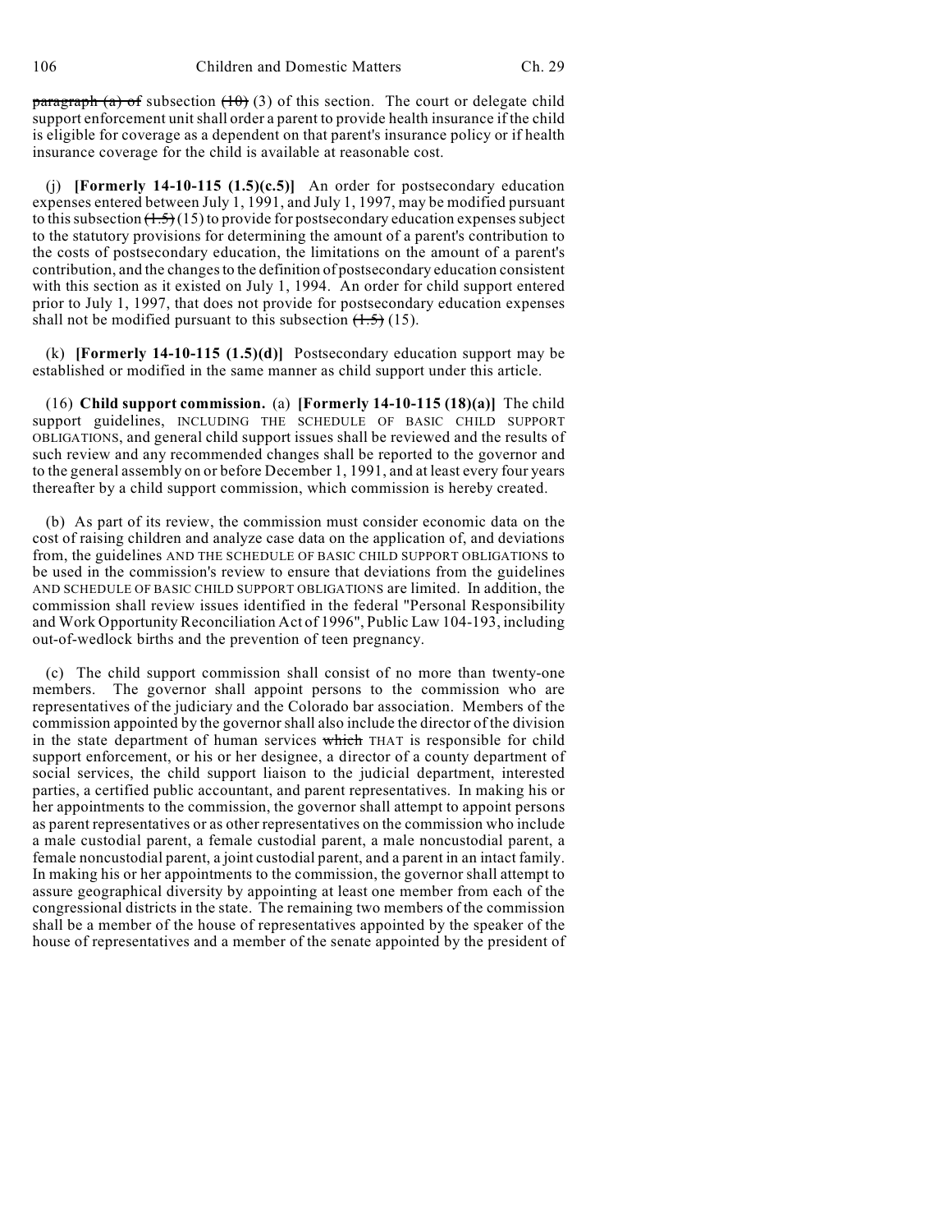~~paragraph (a) of~~ subsection ~~(10)~~ (3) of this section. The court or delegate child support enforcement unit shall order a parent to provide health insurance if the child is eligible for coverage as a dependent on that parent's insurance policy or if health insurance coverage for the child is available at reasonable cost.

(j) **[Formerly 14-10-115 (1.5)(c.5)]** An order for postsecondary education expenses entered between July 1, 1991, and July 1, 1997, may be modified pursuant to this subsection ~~(1.5)~~ (15) to provide for postsecondary education expenses subject to the statutory provisions for determining the amount of a parent's contribution to the costs of postsecondary education, the limitations on the amount of a parent's contribution, and the changes to the definition of postsecondary education consistent with this section as it existed on July 1, 1994. An order for child support entered prior to July 1, 1997, that does not provide for postsecondary education expenses shall not be modified pursuant to this subsection ~~(1.5)~~ (15).

(k) **[Formerly 14-10-115 (1.5)(d)]** Postsecondary education support may be established or modified in the same manner as child support under this article.

(16) **Child support commission.** (a) **[Formerly 14-10-115 (18)(a)]** The child support guidelines, INCLUDING THE SCHEDULE OF BASIC CHILD SUPPORT OBLIGATIONS, and general child support issues shall be reviewed and the results of such review and any recommended changes shall be reported to the governor and to the general assembly on or before December 1, 1991, and at least every four years thereafter by a child support commission, which commission is hereby created.

(b) As part of its review, the commission must consider economic data on the cost of raising children and analyze case data on the application of, and deviations from, the guidelines AND THE SCHEDULE OF BASIC CHILD SUPPORT OBLIGATIONS to be used in the commission's review to ensure that deviations from the guidelines AND SCHEDULE OF BASIC CHILD SUPPORT OBLIGATIONS are limited. In addition, the commission shall review issues identified in the federal "Personal Responsibility and Work Opportunity Reconciliation Act of 1996", Public Law 104-193, including out-of-wedlock births and the prevention of teen pregnancy.

(c) The child support commission shall consist of no more than twenty-one members. The governor shall appoint persons to the commission who are representatives of the judiciary and the Colorado bar association. Members of the commission appointed by the governor shall also include the director of the division in the state department of human services ~~which~~ THAT is responsible for child support enforcement, or his or her designee, a director of a county department of social services, the child support liaison to the judicial department, interested parties, a certified public accountant, and parent representatives. In making his or her appointments to the commission, the governor shall attempt to appoint persons as parent representatives or as other representatives on the commission who include a male custodial parent, a female custodial parent, a male noncustodial parent, a female noncustodial parent, a joint custodial parent, and a parent in an intact family. In making his or her appointments to the commission, the governor shall attempt to assure geographical diversity by appointing at least one member from each of the congressional districts in the state. The remaining two members of the commission shall be a member of the house of representatives appointed by the speaker of the house of representatives and a member of the senate appointed by the president of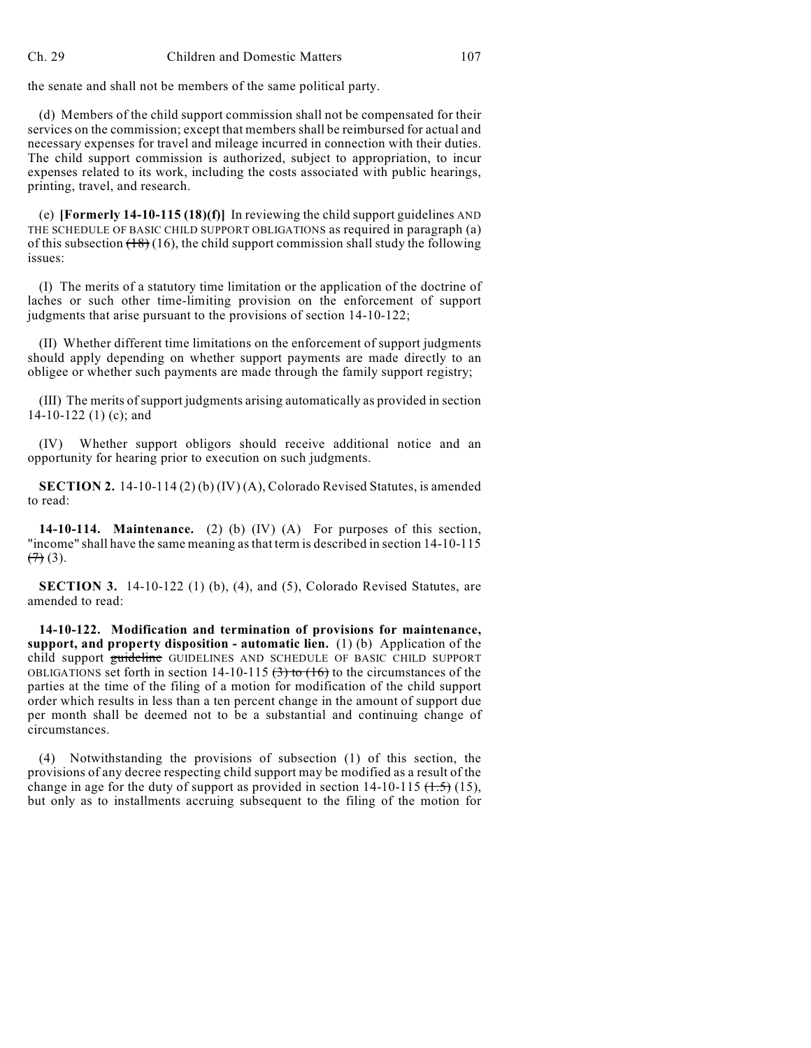the senate and shall not be members of the same political party.

(d) Members of the child support commission shall not be compensated for their services on the commission; except that members shall be reimbursed for actual and necessary expenses for travel and mileage incurred in connection with their duties. The child support commission is authorized, subject to appropriation, to incur expenses related to its work, including the costs associated with public hearings, printing, travel, and research.

(e) **[Formerly 14-10-115 (18)(f)]** In reviewing the child support guidelines AND THE SCHEDULE OF BASIC CHILD SUPPORT OBLIGATIONS as required in paragraph (a) of this subsection ~~(18)~~ (16), the child support commission shall study the following issues:

(I) The merits of a statutory time limitation or the application of the doctrine of laches or such other time-limiting provision on the enforcement of support judgments that arise pursuant to the provisions of section 14-10-122;

(II) Whether different time limitations on the enforcement of support judgments should apply depending on whether support payments are made directly to an obligee or whether such payments are made through the family support registry;

(III) The merits of support judgments arising automatically as provided in section 14-10-122 (1) (c); and

(IV) Whether support obligors should receive additional notice and an opportunity for hearing prior to execution on such judgments.

**SECTION 2.** 14-10-114 (2) (b) (IV) (A), Colorado Revised Statutes, is amended to read:

**14-10-114. Maintenance.** (2) (b) (IV) (A) For purposes of this section, "income" shall have the same meaning as that term is described in section 14-10-115 ~~(7)~~ (3).

**SECTION 3.** 14-10-122 (1) (b), (4), and (5), Colorado Revised Statutes, are amended to read:

**14-10-122. Modification and termination of provisions for maintenance, support, and property disposition - automatic lien.** (1) (b) Application of the child support ~~guideline~~ GUIDELINES AND SCHEDULE OF BASIC CHILD SUPPORT OBLIGATIONS set forth in section 14-10-115 ~~(3) to (16)~~ to the circumstances of the parties at the time of the filing of a motion for modification of the child support order which results in less than a ten percent change in the amount of support due per month shall be deemed not to be a substantial and continuing change of circumstances.

(4) Notwithstanding the provisions of subsection (1) of this section, the provisions of any decree respecting child support may be modified as a result of the change in age for the duty of support as provided in section 14-10-115 ~~(1.5)~~ (15), but only as to installments accruing subsequent to the filing of the motion for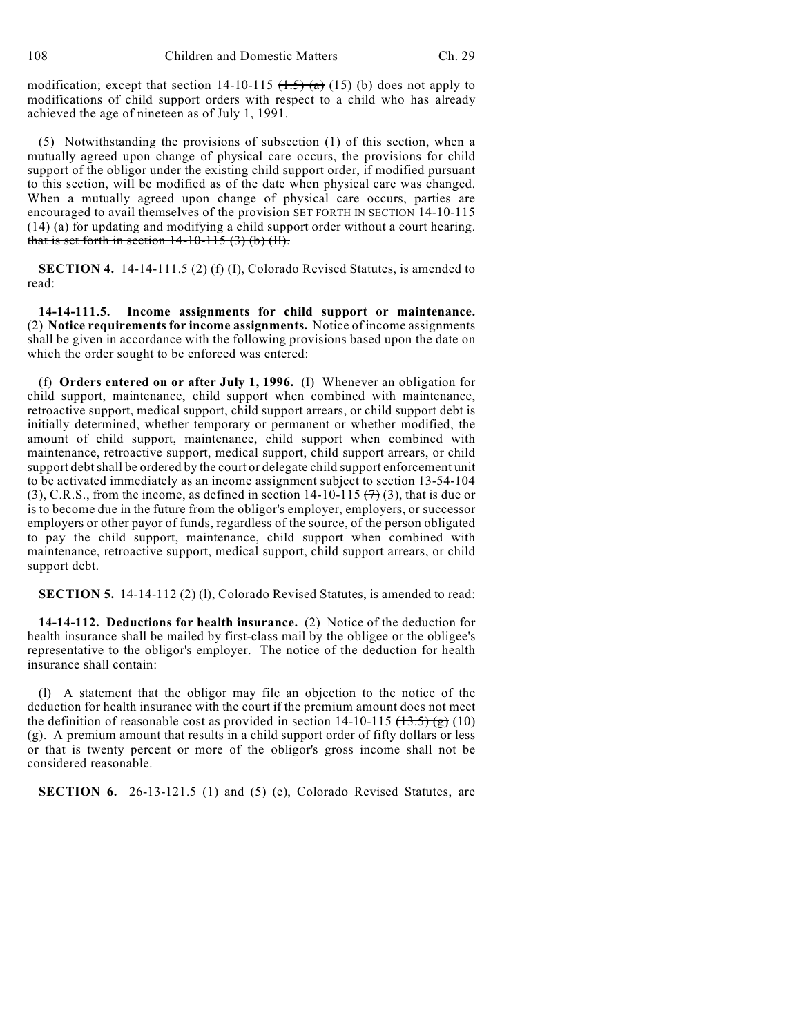modification; except that section 14-10-115 ~~(1.5) (a)~~ (15) (b) does not apply to modifications of child support orders with respect to a child who has already achieved the age of nineteen as of July 1, 1991.

(5) Notwithstanding the provisions of subsection (1) of this section, when a mutually agreed upon change of physical care occurs, the provisions for child support of the obligor under the existing child support order, if modified pursuant to this section, will be modified as of the date when physical care was changed. When a mutually agreed upon change of physical care occurs, parties are encouraged to avail themselves of the provision SET FORTH IN SECTION 14-10-115 (14) (a) for updating and modifying a child support order without a court hearing. ~~that is set forth in section 14-10-115 (3) (b) (II).~~

**SECTION 4.** 14-14-111.5 (2) (f) (I), Colorado Revised Statutes, is amended to read:

**14-14-111.5. Income assignments for child support or maintenance.** (2) **Notice requirements for income assignments.** Notice of income assignments shall be given in accordance with the following provisions based upon the date on which the order sought to be enforced was entered:

(f) **Orders entered on or after July 1, 1996.** (I) Whenever an obligation for child support, maintenance, child support when combined with maintenance, retroactive support, medical support, child support arrears, or child support debt is initially determined, whether temporary or permanent or whether modified, the amount of child support, maintenance, child support when combined with maintenance, retroactive support, medical support, child support arrears, or child support debt shall be ordered by the court or delegate child support enforcement unit to be activated immediately as an income assignment subject to section 13-54-104 (3), C.R.S., from the income, as defined in section 14-10-115 ~~(7)~~ (3), that is due or is to become due in the future from the obligor's employer, employers, or successor employers or other payor of funds, regardless of the source, of the person obligated to pay the child support, maintenance, child support when combined with maintenance, retroactive support, medical support, child support arrears, or child support debt.

**SECTION 5.** 14-14-112 (2) (l), Colorado Revised Statutes, is amended to read:

**14-14-112. Deductions for health insurance.** (2) Notice of the deduction for health insurance shall be mailed by first-class mail by the obligee or the obligee's representative to the obligor's employer. The notice of the deduction for health insurance shall contain:

(l) A statement that the obligor may file an objection to the notice of the deduction for health insurance with the court if the premium amount does not meet the definition of reasonable cost as provided in section 14-10-115 ~~(13.5) (g)~~ (10) (g). A premium amount that results in a child support order of fifty dollars or less or that is twenty percent or more of the obligor's gross income shall not be considered reasonable.

**SECTION 6.** 26-13-121.5 (1) and (5) (e), Colorado Revised Statutes, are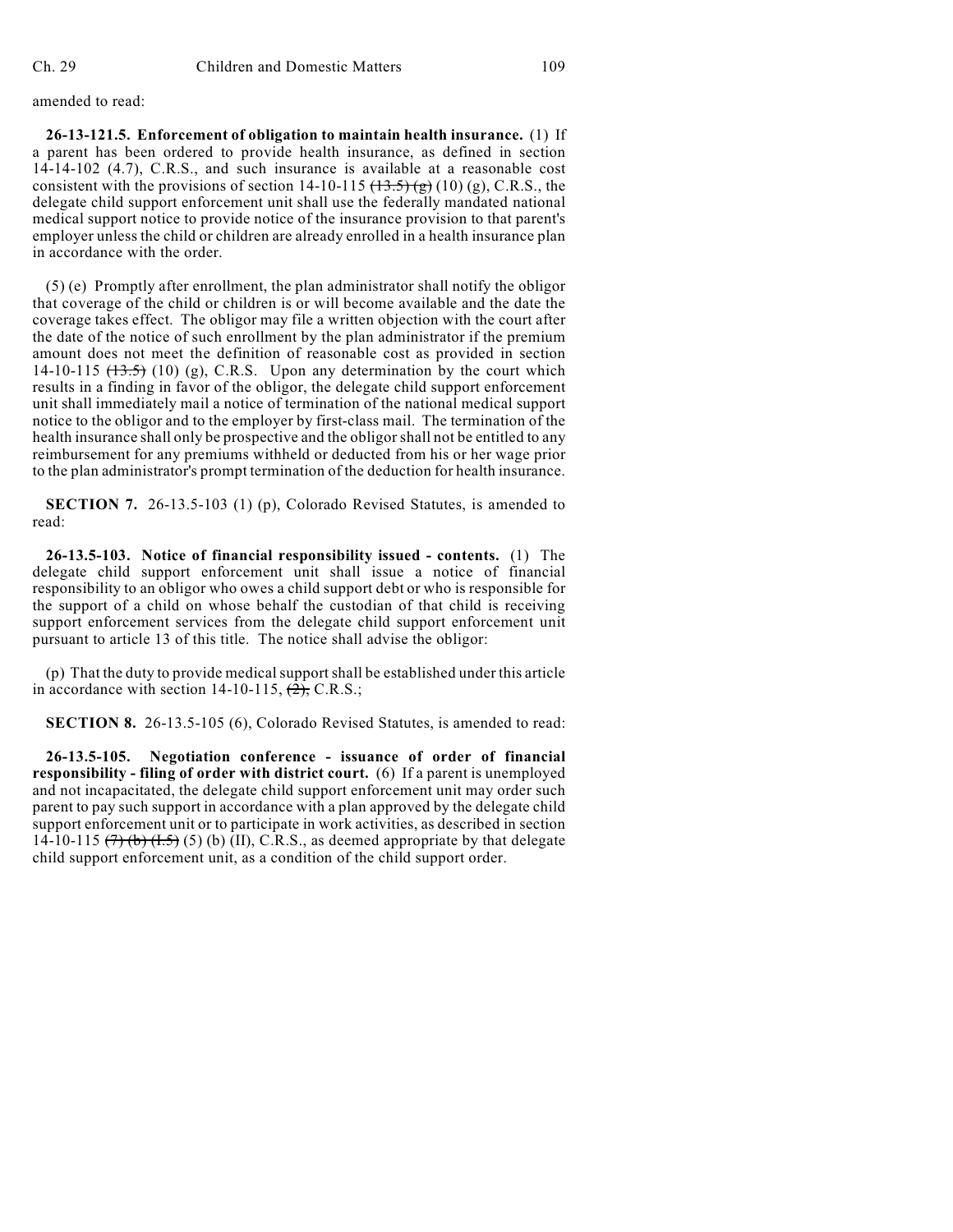amended to read:

**26-13-121.5. Enforcement of obligation to maintain health insurance.** (1) If a parent has been ordered to provide health insurance, as defined in section 14-14-102 (4.7), C.R.S., and such insurance is available at a reasonable cost consistent with the provisions of section 14-10-115 ~~(13.5) (g)~~ (10) (g), C.R.S., the delegate child support enforcement unit shall use the federally mandated national medical support notice to provide notice of the insurance provision to that parent's employer unless the child or children are already enrolled in a health insurance plan in accordance with the order.

(5) (e) Promptly after enrollment, the plan administrator shall notify the obligor that coverage of the child or children is or will become available and the date the coverage takes effect. The obligor may file a written objection with the court after the date of the notice of such enrollment by the plan administrator if the premium amount does not meet the definition of reasonable cost as provided in section 14-10-115 ~~(13.5)~~ (10) (g), C.R.S. Upon any determination by the court which results in a finding in favor of the obligor, the delegate child support enforcement unit shall immediately mail a notice of termination of the national medical support notice to the obligor and to the employer by first-class mail. The termination of the health insurance shall only be prospective and the obligor shall not be entitled to any reimbursement for any premiums withheld or deducted from his or her wage prior to the plan administrator's prompt termination of the deduction for health insurance.

**SECTION 7.** 26-13.5-103 (1) (p), Colorado Revised Statutes, is amended to read:

**26-13.5-103. Notice of financial responsibility issued - contents.** (1) The delegate child support enforcement unit shall issue a notice of financial responsibility to an obligor who owes a child support debt or who is responsible for the support of a child on whose behalf the custodian of that child is receiving support enforcement services from the delegate child support enforcement unit pursuant to article 13 of this title. The notice shall advise the obligor:

(p) That the duty to provide medical support shall be established under this article in accordance with section 14-10-115, ~~(2),~~ C.R.S.;

**SECTION 8.** 26-13.5-105 (6), Colorado Revised Statutes, is amended to read:

**26-13.5-105. Negotiation conference - issuance of order of financial responsibility - filing of order with district court.** (6) If a parent is unemployed and not incapacitated, the delegate child support enforcement unit may order such parent to pay such support in accordance with a plan approved by the delegate child support enforcement unit or to participate in work activities, as described in section 14-10-115 ~~(7) (b) (I.5)~~ (5) (b) (II), C.R.S., as deemed appropriate by that delegate child support enforcement unit, as a condition of the child support order.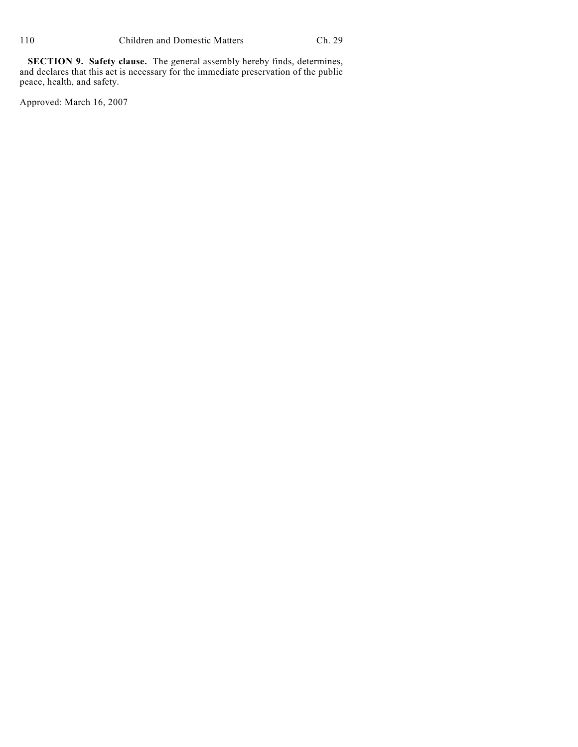**SECTION 9. Safety clause.** The general assembly hereby finds, determines, and declares that this act is necessary for the immediate preservation of the public peace, health, and safety.

Approved: March 16, 2007